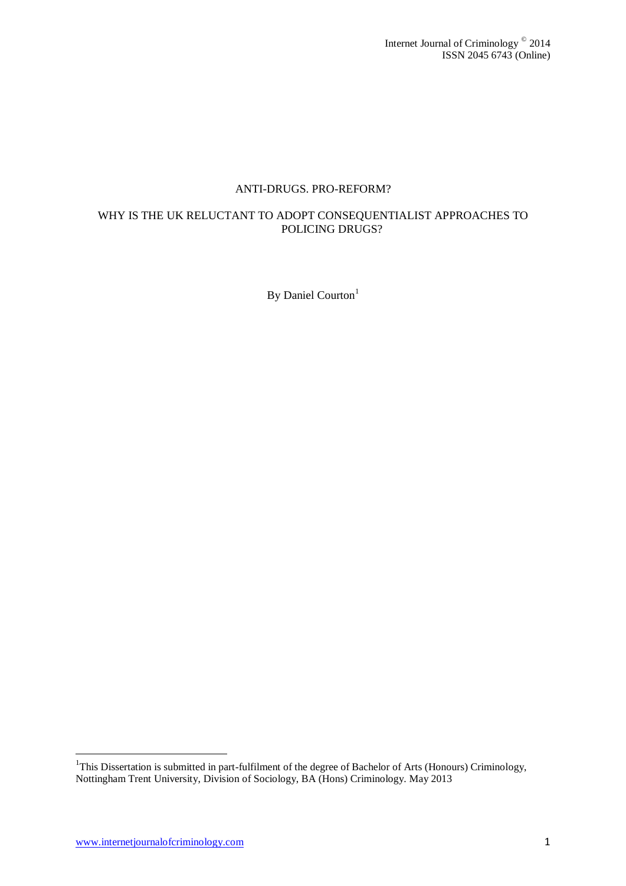# ANTI-DRUGS. PRO-REFORM?

## WHY IS THE UK RELUCTANT TO ADOPT CONSEQUENTIALIST APPROACHES TO POLICING DRUGS?

By Daniel Courton[1]

---

[1]This Dissertation is submitted in part-fulfilment of the degree of Bachelor of Arts (Honours) Criminology, Nottingham Trent University, Division of Sociology, BA (Hons) Criminology. May 2013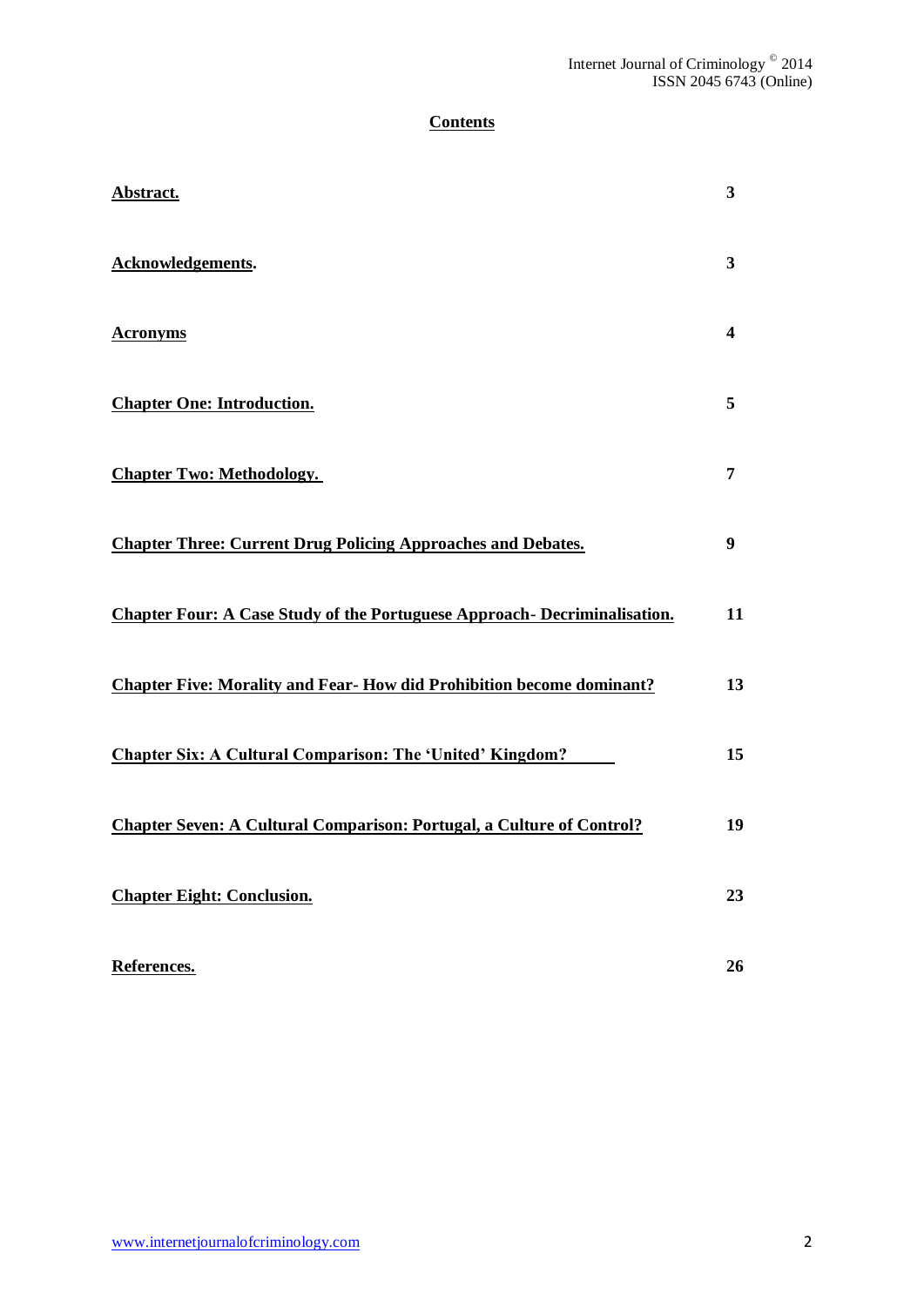## Contents

| | |
|---|---|
| **Abstract.** | **3** |
| **Acknowledgements.** | **3** |
| **Acronyms** | **4** |
| **Chapter One: Introduction.** | **5** |
| **Chapter Two: Methodology.** | **7** |
| **Chapter Three: Current Drug Policing Approaches and Debates.** | **9** |
| **Chapter Four: A Case Study of the Portuguese Approach- Decriminalisation.** | **11** |
| **Chapter Five: Morality and Fear- How did Prohibition become dominant?** | **13** |
| **Chapter Six: A Cultural Comparison: The 'United' Kingdom?** | **15** |
| **Chapter Seven: A Cultural Comparison: Portugal, a Culture of Control?** | **19** |
| **Chapter Eight: Conclusion.** | **23** |
| **References.** | **26** |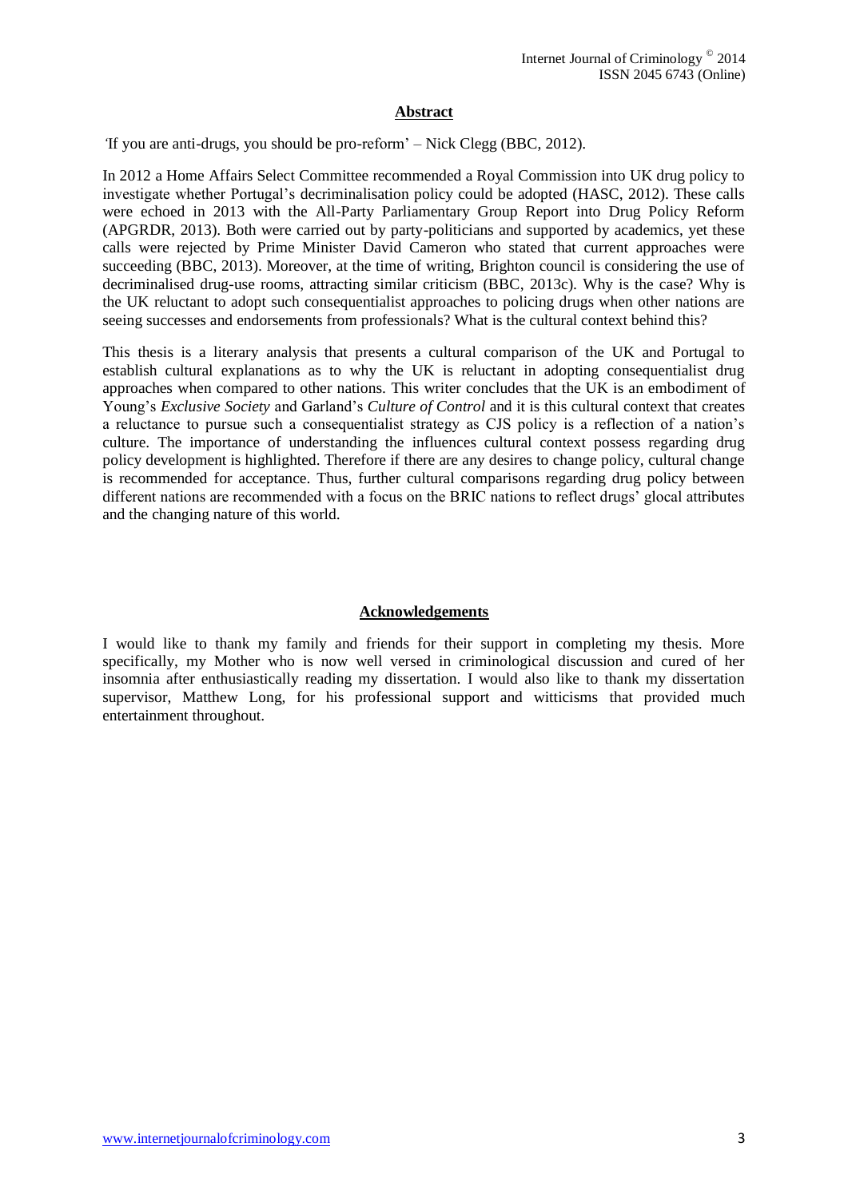## Abstract

'If you are anti-drugs, you should be pro-reform' – Nick Clegg (BBC, 2012).

In 2012 a Home Affairs Select Committee recommended a Royal Commission into UK drug policy to investigate whether Portugal's decriminalisation policy could be adopted (HASC, 2012). These calls were echoed in 2013 with the All-Party Parliamentary Group Report into Drug Policy Reform (APGRDR, 2013). Both were carried out by party-politicians and supported by academics, yet these calls were rejected by Prime Minister David Cameron who stated that current approaches were succeeding (BBC, 2013). Moreover, at the time of writing, Brighton council is considering the use of decriminalised drug-use rooms, attracting similar criticism (BBC, 2013c). Why is the case? Why is the UK reluctant to adopt such consequentialist approaches to policing drugs when other nations are seeing successes and endorsements from professionals? What is the cultural context behind this?

This thesis is a literary analysis that presents a cultural comparison of the UK and Portugal to establish cultural explanations as to why the UK is reluctant in adopting consequentialist drug approaches when compared to other nations. This writer concludes that the UK is an embodiment of Young's *Exclusive Society* and Garland's *Culture of Control* and it is this cultural context that creates a reluctance to pursue such a consequentialist strategy as CJS policy is a reflection of a nation's culture. The importance of understanding the influences cultural context possess regarding drug policy development is highlighted. Therefore if there are any desires to change policy, cultural change is recommended for acceptance. Thus, further cultural comparisons regarding drug policy between different nations are recommended with a focus on the BRIC nations to reflect drugs' glocal attributes and the changing nature of this world.

## Acknowledgements

I would like to thank my family and friends for their support in completing my thesis. More specifically, my Mother who is now well versed in criminological discussion and cured of her insomnia after enthusiastically reading my dissertation. I would also like to thank my dissertation supervisor, Matthew Long, for his professional support and witticisms that provided much entertainment throughout.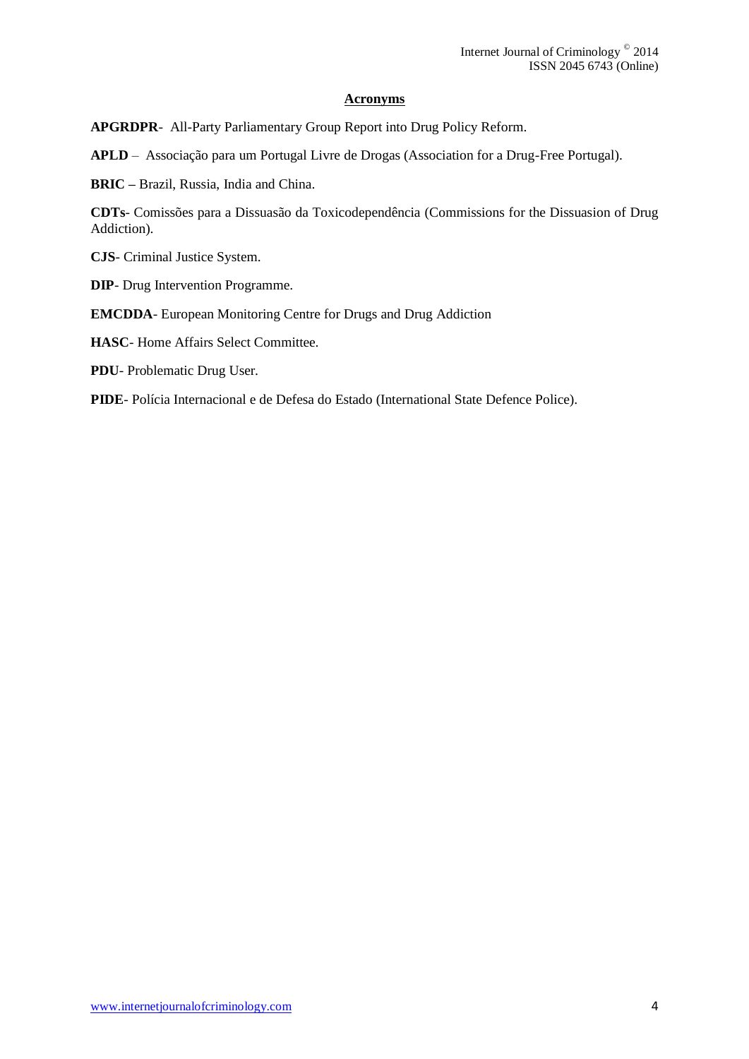## Acronyms

**APGRDPR**- All-Party Parliamentary Group Report into Drug Policy Reform.

**APLD** – Associação para um Portugal Livre de Drogas (Association for a Drug-Free Portugal).

**BRIC –** Brazil, Russia, India and China.

**CDTs**- Comissões para a Dissuasão da Toxicodependência (Commissions for the Dissuasion of Drug Addiction).

**CJS**- Criminal Justice System.

**DIP**- Drug Intervention Programme.

**EMCDDA**- European Monitoring Centre for Drugs and Drug Addiction

**HASC**- Home Affairs Select Committee.

**PDU**- Problematic Drug User.

**PIDE**- Polícia Internacional e de Defesa do Estado (International State Defence Police).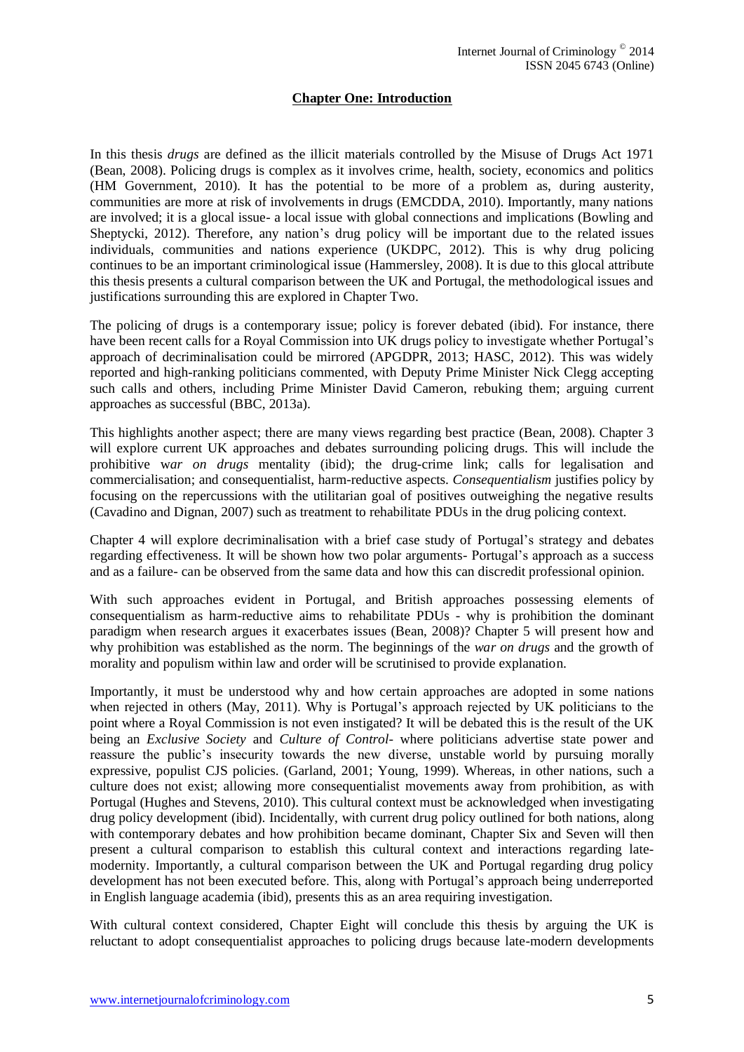## Chapter One: Introduction

In this thesis *drugs* are defined as the illicit materials controlled by the Misuse of Drugs Act 1971 (Bean, 2008). Policing drugs is complex as it involves crime, health, society, economics and politics (HM Government, 2010). It has the potential to be more of a problem as, during austerity, communities are more at risk of involvements in drugs (EMCDDA, 2010). Importantly, many nations are involved; it is a glocal issue- a local issue with global connections and implications (Bowling and Sheptycki, 2012). Therefore, any nation's drug policy will be important due to the related issues individuals, communities and nations experience (UKDPC, 2012). This is why drug policing continues to be an important criminological issue (Hammersley, 2008). It is due to this glocal attribute this thesis presents a cultural comparison between the UK and Portugal, the methodological issues and justifications surrounding this are explored in Chapter Two.

The policing of drugs is a contemporary issue; policy is forever debated (ibid). For instance, there have been recent calls for a Royal Commission into UK drugs policy to investigate whether Portugal's approach of decriminalisation could be mirrored (APGDPR, 2013; HASC, 2012). This was widely reported and high-ranking politicians commented, with Deputy Prime Minister Nick Clegg accepting such calls and others, including Prime Minister David Cameron, rebuking them; arguing current approaches as successful (BBC, 2013a).

This highlights another aspect; there are many views regarding best practice (Bean, 2008). Chapter 3 will explore current UK approaches and debates surrounding policing drugs. This will include the prohibitive *war on drugs* mentality (ibid); the drug-crime link; calls for legalisation and commercialisation; and consequentialist, harm-reductive aspects. *Consequentialism* justifies policy by focusing on the repercussions with the utilitarian goal of positives outweighing the negative results (Cavadino and Dignan, 2007) such as treatment to rehabilitate PDUs in the drug policing context.

Chapter 4 will explore decriminalisation with a brief case study of Portugal's strategy and debates regarding effectiveness. It will be shown how two polar arguments- Portugal's approach as a success and as a failure- can be observed from the same data and how this can discredit professional opinion.

With such approaches evident in Portugal, and British approaches possessing elements of consequentialism as harm-reductive aims to rehabilitate PDUs - why is prohibition the dominant paradigm when research argues it exacerbates issues (Bean, 2008)? Chapter 5 will present how and why prohibition was established as the norm. The beginnings of the *war on drugs* and the growth of morality and populism within law and order will be scrutinised to provide explanation.

Importantly, it must be understood why and how certain approaches are adopted in some nations when rejected in others (May, 2011). Why is Portugal's approach rejected by UK politicians to the point where a Royal Commission is not even instigated? It will be debated this is the result of the UK being an *Exclusive Society* and *Culture of Control*- where politicians advertise state power and reassure the public's insecurity towards the new diverse, unstable world by pursuing morally expressive, populist CJS policies. (Garland, 2001; Young, 1999). Whereas, in other nations, such a culture does not exist; allowing more consequentialist movements away from prohibition, as with Portugal (Hughes and Stevens, 2010). This cultural context must be acknowledged when investigating drug policy development (ibid). Incidentally, with current drug policy outlined for both nations, along with contemporary debates and how prohibition became dominant, Chapter Six and Seven will then present a cultural comparison to establish this cultural context and interactions regarding late-modernity. Importantly, a cultural comparison between the UK and Portugal regarding drug policy development has not been executed before. This, along with Portugal's approach being underreported in English language academia (ibid), presents this as an area requiring investigation.

With cultural context considered, Chapter Eight will conclude this thesis by arguing the UK is reluctant to adopt consequentialist approaches to policing drugs because late-modern developments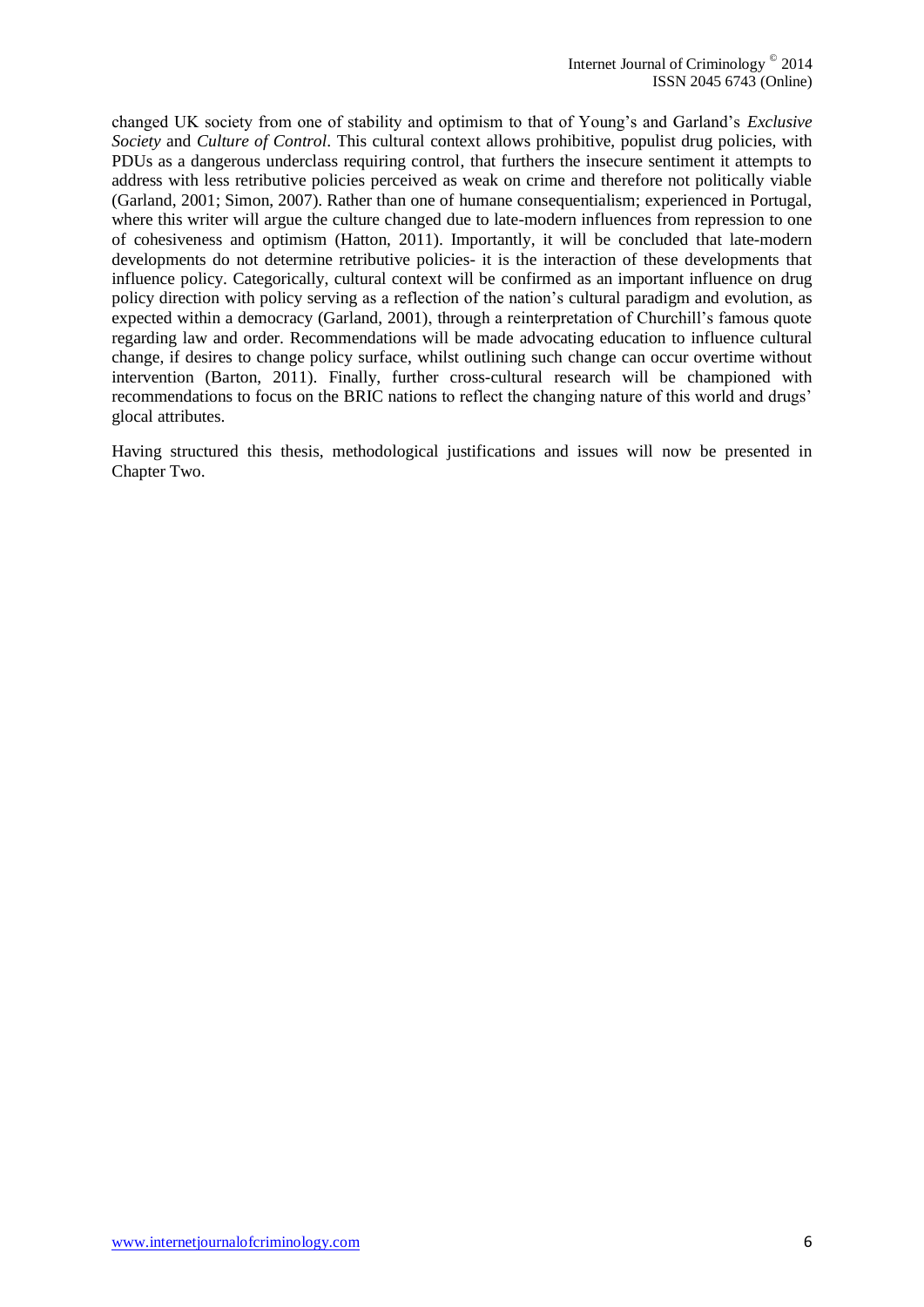changed UK society from one of stability and optimism to that of Young's and Garland's *Exclusive Society* and *Culture of Control*. This cultural context allows prohibitive, populist drug policies, with PDUs as a dangerous underclass requiring control, that furthers the insecure sentiment it attempts to address with less retributive policies perceived as weak on crime and therefore not politically viable (Garland, 2001; Simon, 2007). Rather than one of humane consequentialism; experienced in Portugal, where this writer will argue the culture changed due to late-modern influences from repression to one of cohesiveness and optimism (Hatton, 2011). Importantly, it will be concluded that late-modern developments do not determine retributive policies- it is the interaction of these developments that influence policy. Categorically, cultural context will be confirmed as an important influence on drug policy direction with policy serving as a reflection of the nation's cultural paradigm and evolution, as expected within a democracy (Garland, 2001), through a reinterpretation of Churchill's famous quote regarding law and order. Recommendations will be made advocating education to influence cultural change, if desires to change policy surface, whilst outlining such change can occur overtime without intervention (Barton, 2011). Finally, further cross-cultural research will be championed with recommendations to focus on the BRIC nations to reflect the changing nature of this world and drugs' glocal attributes.

Having structured this thesis, methodological justifications and issues will now be presented in Chapter Two.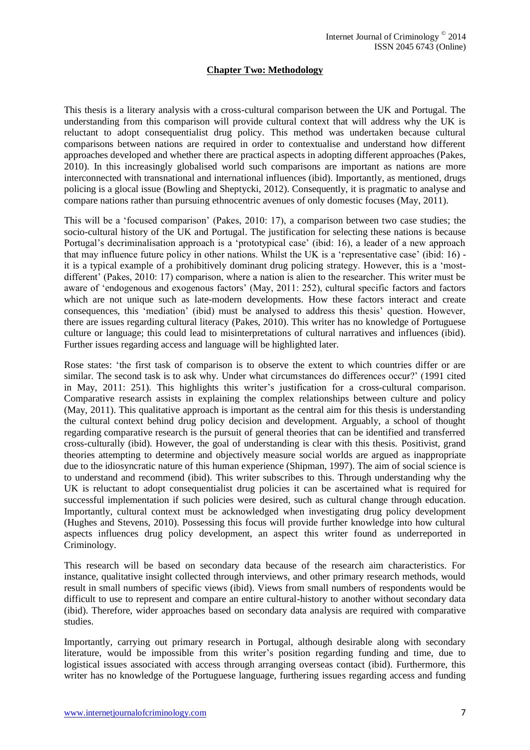## Chapter Two: Methodology

This thesis is a literary analysis with a cross-cultural comparison between the UK and Portugal. The understanding from this comparison will provide cultural context that will address why the UK is reluctant to adopt consequentialist drug policy. This method was undertaken because cultural comparisons between nations are required in order to contextualise and understand how different approaches developed and whether there are practical aspects in adopting different approaches (Pakes, 2010). In this increasingly globalised world such comparisons are important as nations are more interconnected with transnational and international influences (ibid). Importantly, as mentioned, drugs policing is a glocal issue (Bowling and Sheptycki, 2012). Consequently, it is pragmatic to analyse and compare nations rather than pursuing ethnocentric avenues of only domestic focuses (May, 2011).

This will be a 'focused comparison' (Pakes, 2010: 17), a comparison between two case studies; the socio-cultural history of the UK and Portugal. The justification for selecting these nations is because Portugal's decriminalisation approach is a 'prototypical case' (ibid: 16), a leader of a new approach that may influence future policy in other nations. Whilst the UK is a 'representative case' (ibid: 16) - it is a typical example of a prohibitively dominant drug policing strategy. However, this is a 'most-different' (Pakes, 2010: 17) comparison, where a nation is alien to the researcher. This writer must be aware of 'endogenous and exogenous factors' (May, 2011: 252), cultural specific factors and factors which are not unique such as late-modern developments. How these factors interact and create consequences, this 'mediation' (ibid) must be analysed to address this thesis' question. However, there are issues regarding cultural literacy (Pakes, 2010). This writer has no knowledge of Portuguese culture or language; this could lead to misinterpretations of cultural narratives and influences (ibid). Further issues regarding access and language will be highlighted later.

Rose states: 'the first task of comparison is to observe the extent to which countries differ or are similar. The second task is to ask why. Under what circumstances do differences occur?' (1991 cited in May, 2011: 251). This highlights this writer's justification for a cross-cultural comparison. Comparative research assists in explaining the complex relationships between culture and policy (May, 2011). This qualitative approach is important as the central aim for this thesis is understanding the cultural context behind drug policy decision and development. Arguably, a school of thought regarding comparative research is the pursuit of general theories that can be identified and transferred cross-culturally (ibid). However, the goal of understanding is clear with this thesis. Positivist, grand theories attempting to determine and objectively measure social worlds are argued as inappropriate due to the idiosyncratic nature of this human experience (Shipman, 1997). The aim of social science is to understand and recommend (ibid). This writer subscribes to this. Through understanding why the UK is reluctant to adopt consequentialist drug policies it can be ascertained what is required for successful implementation if such policies were desired, such as cultural change through education. Importantly, cultural context must be acknowledged when investigating drug policy development (Hughes and Stevens, 2010). Possessing this focus will provide further knowledge into how cultural aspects influences drug policy development, an aspect this writer found as underreported in Criminology.

This research will be based on secondary data because of the research aim characteristics. For instance, qualitative insight collected through interviews, and other primary research methods, would result in small numbers of specific views (ibid). Views from small numbers of respondents would be difficult to use to represent and compare an entire cultural-history to another without secondary data (ibid). Therefore, wider approaches based on secondary data analysis are required with comparative studies.

Importantly, carrying out primary research in Portugal, although desirable along with secondary literature, would be impossible from this writer's position regarding funding and time, due to logistical issues associated with access through arranging overseas contact (ibid). Furthermore, this writer has no knowledge of the Portuguese language, furthering issues regarding access and funding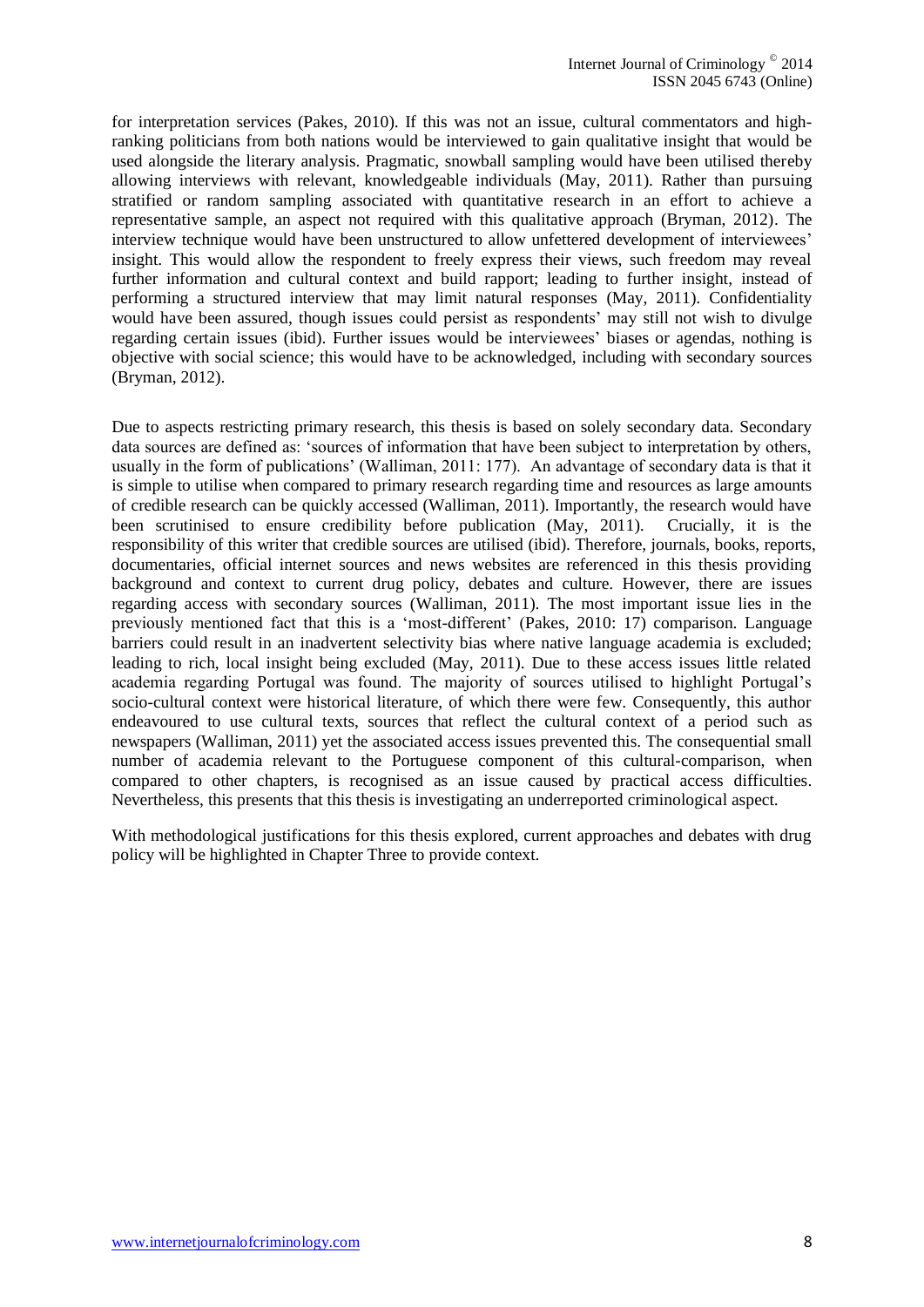for interpretation services (Pakes, 2010). If this was not an issue, cultural commentators and high-ranking politicians from both nations would be interviewed to gain qualitative insight that would be used alongside the literary analysis. Pragmatic, snowball sampling would have been utilised thereby allowing interviews with relevant, knowledgeable individuals (May, 2011). Rather than pursuing stratified or random sampling associated with quantitative research in an effort to achieve a representative sample, an aspect not required with this qualitative approach (Bryman, 2012). The interview technique would have been unstructured to allow unfettered development of interviewees' insight. This would allow the respondent to freely express their views, such freedom may reveal further information and cultural context and build rapport; leading to further insight, instead of performing a structured interview that may limit natural responses (May, 2011). Confidentiality would have been assured, though issues could persist as respondents' may still not wish to divulge regarding certain issues (ibid). Further issues would be interviewees' biases or agendas, nothing is objective with social science; this would have to be acknowledged, including with secondary sources (Bryman, 2012).

Due to aspects restricting primary research, this thesis is based on solely secondary data. Secondary data sources are defined as: 'sources of information that have been subject to interpretation by others, usually in the form of publications' (Walliman, 2011: 177). An advantage of secondary data is that it is simple to utilise when compared to primary research regarding time and resources as large amounts of credible research can be quickly accessed (Walliman, 2011). Importantly, the research would have been scrutinised to ensure credibility before publication (May, 2011). Crucially, it is the responsibility of this writer that credible sources are utilised (ibid). Therefore, journals, books, reports, documentaries, official internet sources and news websites are referenced in this thesis providing background and context to current drug policy, debates and culture. However, there are issues regarding access with secondary sources (Walliman, 2011). The most important issue lies in the previously mentioned fact that this is a 'most-different' (Pakes, 2010: 17) comparison. Language barriers could result in an inadvertent selectivity bias where native language academia is excluded; leading to rich, local insight being excluded (May, 2011). Due to these access issues little related academia regarding Portugal was found. The majority of sources utilised to highlight Portugal's socio-cultural context were historical literature, of which there were few. Consequently, this author endeavoured to use cultural texts, sources that reflect the cultural context of a period such as newspapers (Walliman, 2011) yet the associated access issues prevented this. The consequential small number of academia relevant to the Portuguese component of this cultural-comparison, when compared to other chapters, is recognised as an issue caused by practical access difficulties. Nevertheless, this presents that this thesis is investigating an underreported criminological aspect.

With methodological justifications for this thesis explored, current approaches and debates with drug policy will be highlighted in Chapter Three to provide context.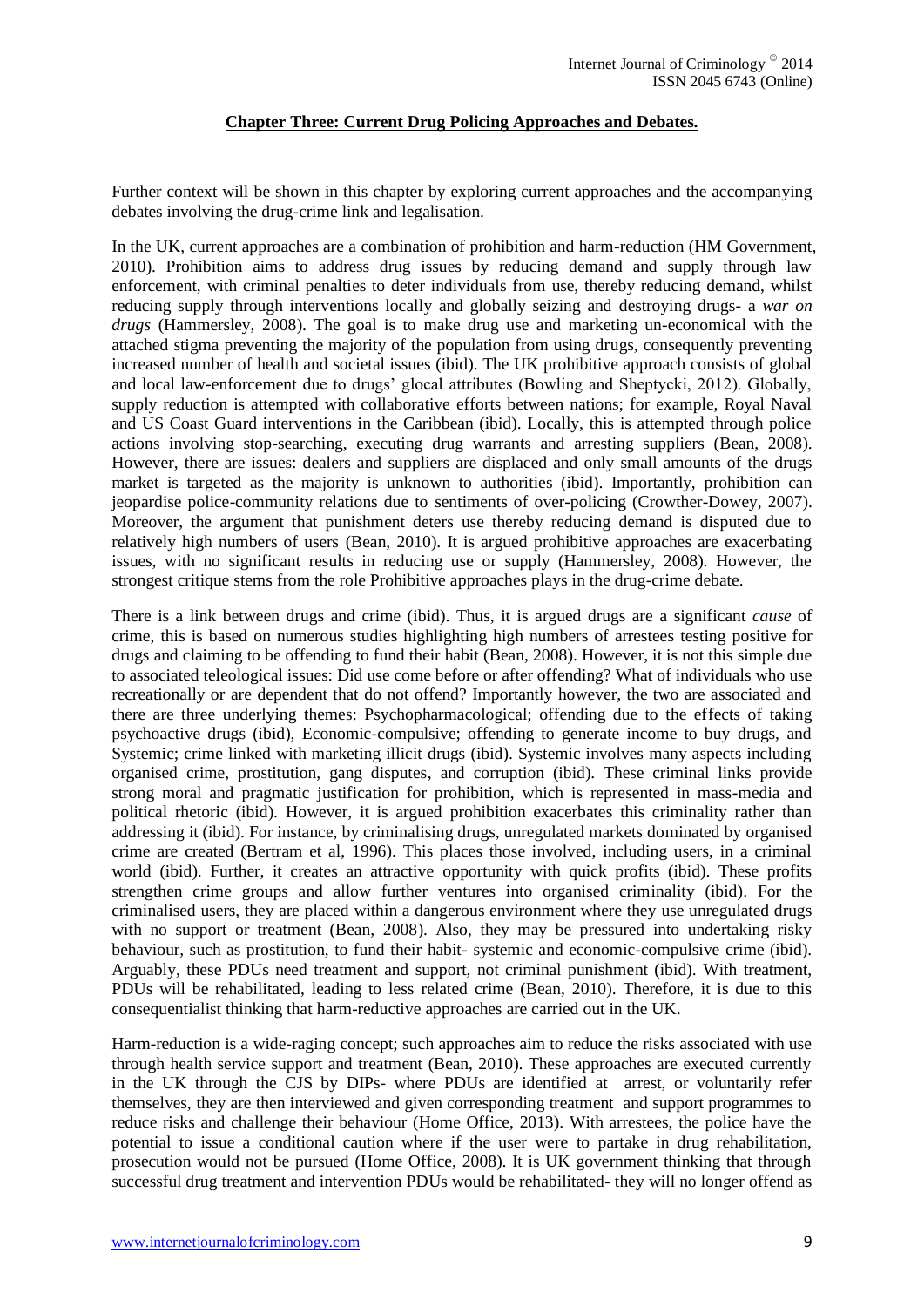## Chapter Three: Current Drug Policing Approaches and Debates.

Further context will be shown in this chapter by exploring current approaches and the accompanying debates involving the drug-crime link and legalisation.

In the UK, current approaches are a combination of prohibition and harm-reduction (HM Government, 2010). Prohibition aims to address drug issues by reducing demand and supply through law enforcement, with criminal penalties to deter individuals from use, thereby reducing demand, whilst reducing supply through interventions locally and globally seizing and destroying drugs- a *war on drugs* (Hammersley, 2008). The goal is to make drug use and marketing un-economical with the attached stigma preventing the majority of the population from using drugs, consequently preventing increased number of health and societal issues (ibid). The UK prohibitive approach consists of global and local law-enforcement due to drugs' glocal attributes (Bowling and Sheptycki, 2012). Globally, supply reduction is attempted with collaborative efforts between nations; for example, Royal Naval and US Coast Guard interventions in the Caribbean (ibid). Locally, this is attempted through police actions involving stop-searching, executing drug warrants and arresting suppliers (Bean, 2008). However, there are issues: dealers and suppliers are displaced and only small amounts of the drugs market is targeted as the majority is unknown to authorities (ibid). Importantly, prohibition can jeopardise police-community relations due to sentiments of over-policing (Crowther-Dowey, 2007). Moreover, the argument that punishment deters use thereby reducing demand is disputed due to relatively high numbers of users (Bean, 2010). It is argued prohibitive approaches are exacerbating issues, with no significant results in reducing use or supply (Hammersley, 2008). However, the strongest critique stems from the role Prohibitive approaches plays in the drug-crime debate.

There is a link between drugs and crime (ibid). Thus, it is argued drugs are a significant *cause* of crime, this is based on numerous studies highlighting high numbers of arrestees testing positive for drugs and claiming to be offending to fund their habit (Bean, 2008). However, it is not this simple due to associated teleological issues: Did use come before or after offending? What of individuals who use recreationally or are dependent that do not offend? Importantly however, the two are associated and there are three underlying themes: Psychopharmacological; offending due to the effects of taking psychoactive drugs (ibid), Economic-compulsive; offending to generate income to buy drugs, and Systemic; crime linked with marketing illicit drugs (ibid). Systemic involves many aspects including organised crime, prostitution, gang disputes, and corruption (ibid). These criminal links provide strong moral and pragmatic justification for prohibition, which is represented in mass-media and political rhetoric (ibid). However, it is argued prohibition exacerbates this criminality rather than addressing it (ibid). For instance, by criminalising drugs, unregulated markets dominated by organised crime are created (Bertram et al, 1996). This places those involved, including users, in a criminal world (ibid). Further, it creates an attractive opportunity with quick profits (ibid). These profits strengthen crime groups and allow further ventures into organised criminality (ibid). For the criminalised users, they are placed within a dangerous environment where they use unregulated drugs with no support or treatment (Bean, 2008). Also, they may be pressured into undertaking risky behaviour, such as prostitution, to fund their habit- systemic and economic-compulsive crime (ibid). Arguably, these PDUs need treatment and support, not criminal punishment (ibid). With treatment, PDUs will be rehabilitated, leading to less related crime (Bean, 2010). Therefore, it is due to this consequentialist thinking that harm-reductive approaches are carried out in the UK.

Harm-reduction is a wide-raging concept; such approaches aim to reduce the risks associated with use through health service support and treatment (Bean, 2010). These approaches are executed currently in the UK through the CJS by DIPs- where PDUs are identified at arrest, or voluntarily refer themselves, they are then interviewed and given corresponding treatment and support programmes to reduce risks and challenge their behaviour (Home Office, 2013). With arrestees, the police have the potential to issue a conditional caution where if the user were to partake in drug rehabilitation, prosecution would not be pursued (Home Office, 2008). It is UK government thinking that through successful drug treatment and intervention PDUs would be rehabilitated- they will no longer offend as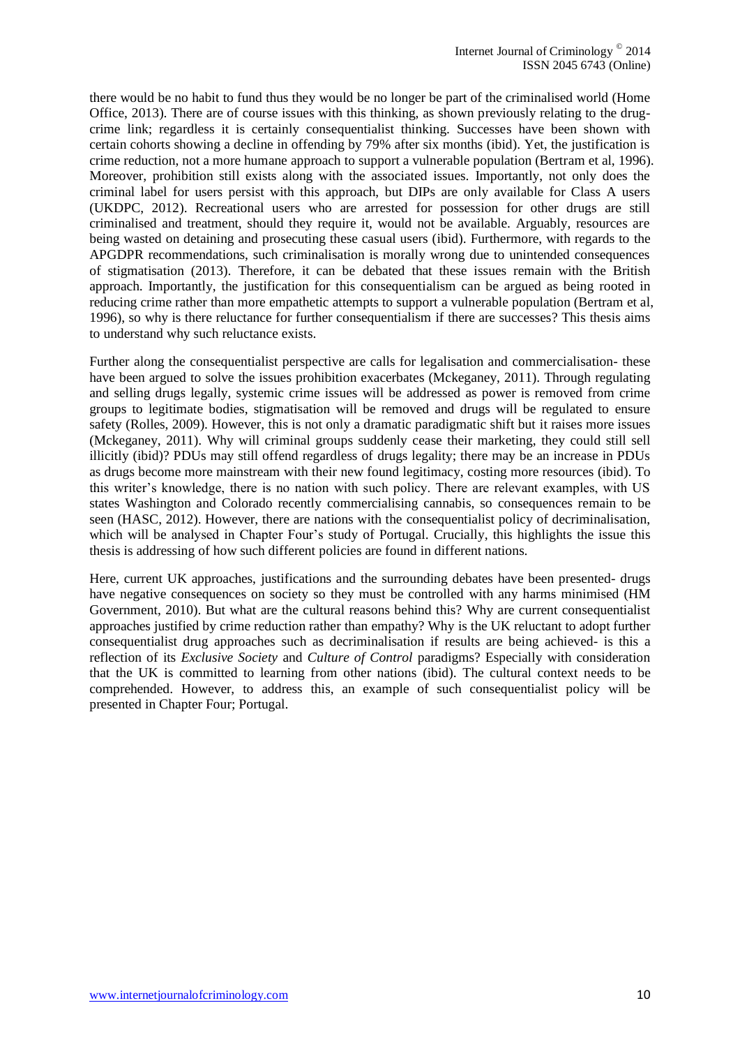there would be no habit to fund thus they would be no longer be part of the criminalised world (Home Office, 2013). There are of course issues with this thinking, as shown previously relating to the drug-crime link; regardless it is certainly consequentialist thinking. Successes have been shown with certain cohorts showing a decline in offending by 79% after six months (ibid). Yet, the justification is crime reduction, not a more humane approach to support a vulnerable population (Bertram et al, 1996). Moreover, prohibition still exists along with the associated issues. Importantly, not only does the criminal label for users persist with this approach, but DIPs are only available for Class A users (UKDPC, 2012). Recreational users who are arrested for possession for other drugs are still criminalised and treatment, should they require it, would not be available. Arguably, resources are being wasted on detaining and prosecuting these casual users (ibid). Furthermore, with regards to the APGDPR recommendations, such criminalisation is morally wrong due to unintended consequences of stigmatisation (2013). Therefore, it can be debated that these issues remain with the British approach. Importantly, the justification for this consequentialism can be argued as being rooted in reducing crime rather than more empathetic attempts to support a vulnerable population (Bertram et al, 1996), so why is there reluctance for further consequentialism if there are successes? This thesis aims to understand why such reluctance exists.

Further along the consequentialist perspective are calls for legalisation and commercialisation- these have been argued to solve the issues prohibition exacerbates (Mckeganey, 2011). Through regulating and selling drugs legally, systemic crime issues will be addressed as power is removed from crime groups to legitimate bodies, stigmatisation will be removed and drugs will be regulated to ensure safety (Rolles, 2009). However, this is not only a dramatic paradigmatic shift but it raises more issues (Mckeganey, 2011). Why will criminal groups suddenly cease their marketing, they could still sell illicitly (ibid)? PDUs may still offend regardless of drugs legality; there may be an increase in PDUs as drugs become more mainstream with their new found legitimacy, costing more resources (ibid). To this writer's knowledge, there is no nation with such policy. There are relevant examples, with US states Washington and Colorado recently commercialising cannabis, so consequences remain to be seen (HASC, 2012). However, there are nations with the consequentialist policy of decriminalisation, which will be analysed in Chapter Four's study of Portugal. Crucially, this highlights the issue this thesis is addressing of how such different policies are found in different nations.

Here, current UK approaches, justifications and the surrounding debates have been presented- drugs have negative consequences on society so they must be controlled with any harms minimised (HM Government, 2010). But what are the cultural reasons behind this? Why are current consequentialist approaches justified by crime reduction rather than empathy? Why is the UK reluctant to adopt further consequentialist drug approaches such as decriminalisation if results are being achieved- is this a reflection of its *Exclusive Society* and *Culture of Control* paradigms? Especially with consideration that the UK is committed to learning from other nations (ibid). The cultural context needs to be comprehended. However, to address this, an example of such consequentialist policy will be presented in Chapter Four; Portugal.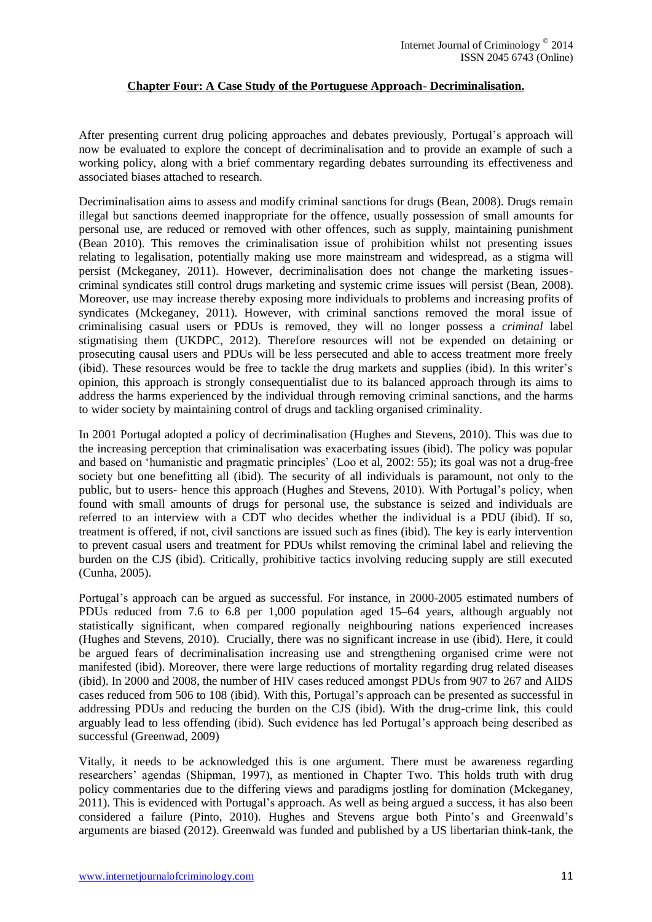## Chapter Four: A Case Study of the Portuguese Approach- Decriminalisation.

After presenting current drug policing approaches and debates previously, Portugal's approach will now be evaluated to explore the concept of decriminalisation and to provide an example of such a working policy, along with a brief commentary regarding debates surrounding its effectiveness and associated biases attached to research.

Decriminalisation aims to assess and modify criminal sanctions for drugs (Bean, 2008). Drugs remain illegal but sanctions deemed inappropriate for the offence, usually possession of small amounts for personal use, are reduced or removed with other offences, such as supply, maintaining punishment (Bean 2010). This removes the criminalisation issue of prohibition whilst not presenting issues relating to legalisation, potentially making use more mainstream and widespread, as a stigma will persist (Mckeganey, 2011). However, decriminalisation does not change the marketing issues- criminal syndicates still control drugs marketing and systemic crime issues will persist (Bean, 2008). Moreover, use may increase thereby exposing more individuals to problems and increasing profits of syndicates (Mckeganey, 2011). However, with criminal sanctions removed the moral issue of criminalising casual users or PDUs is removed, they will no longer possess a *criminal* label stigmatising them (UKDPC, 2012). Therefore resources will not be expended on detaining or prosecuting causal users and PDUs will be less persecuted and able to access treatment more freely (ibid). These resources would be free to tackle the drug markets and supplies (ibid). In this writer's opinion, this approach is strongly consequentialist due to its balanced approach through its aims to address the harms experienced by the individual through removing criminal sanctions, and the harms to wider society by maintaining control of drugs and tackling organised criminality.

In 2001 Portugal adopted a policy of decriminalisation (Hughes and Stevens, 2010). This was due to the increasing perception that criminalisation was exacerbating issues (ibid). The policy was popular and based on 'humanistic and pragmatic principles' (Loo et al, 2002: 55); its goal was not a drug-free society but one benefitting all (ibid). The security of all individuals is paramount, not only to the public, but to users- hence this approach (Hughes and Stevens, 2010). With Portugal's policy, when found with small amounts of drugs for personal use, the substance is seized and individuals are referred to an interview with a CDT who decides whether the individual is a PDU (ibid). If so, treatment is offered, if not, civil sanctions are issued such as fines (ibid). The key is early intervention to prevent casual users and treatment for PDUs whilst removing the criminal label and relieving the burden on the CJS (ibid). Critically, prohibitive tactics involving reducing supply are still executed (Cunha, 2005).

Portugal's approach can be argued as successful. For instance, in 2000-2005 estimated numbers of PDUs reduced from 7.6 to 6.8 per 1,000 population aged 15–64 years, although arguably not statistically significant, when compared regionally neighbouring nations experienced increases (Hughes and Stevens, 2010). Crucially, there was no significant increase in use (ibid). Here, it could be argued fears of decriminalisation increasing use and strengthening organised crime were not manifested (ibid). Moreover, there were large reductions of mortality regarding drug related diseases (ibid). In 2000 and 2008, the number of HIV cases reduced amongst PDUs from 907 to 267 and AIDS cases reduced from 506 to 108 (ibid). With this, Portugal's approach can be presented as successful in addressing PDUs and reducing the burden on the CJS (ibid). With the drug-crime link, this could arguably lead to less offending (ibid). Such evidence has led Portugal's approach being described as successful (Greenwad, 2009)

Vitally, it needs to be acknowledged this is one argument. There must be awareness regarding researchers' agendas (Shipman, 1997), as mentioned in Chapter Two. This holds truth with drug policy commentaries due to the differing views and paradigms jostling for domination (Mckeganey, 2011). This is evidenced with Portugal's approach. As well as being argued a success, it has also been considered a failure (Pinto, 2010). Hughes and Stevens argue both Pinto's and Greenwald's arguments are biased (2012). Greenwald was funded and published by a US libertarian think-tank, the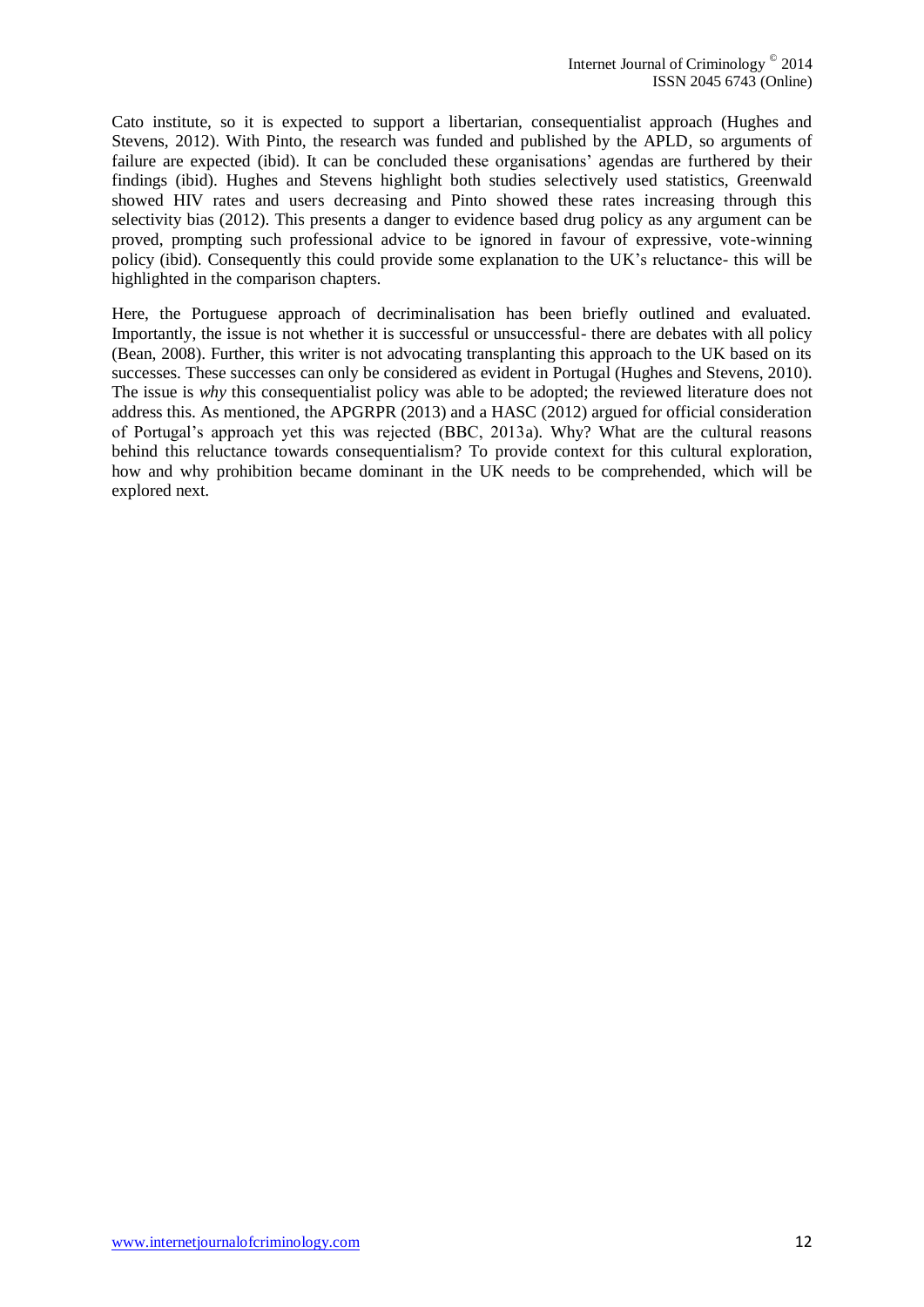Cato institute, so it is expected to support a libertarian, consequentialist approach (Hughes and Stevens, 2012). With Pinto, the research was funded and published by the APLD, so arguments of failure are expected (ibid). It can be concluded these organisations' agendas are furthered by their findings (ibid). Hughes and Stevens highlight both studies selectively used statistics, Greenwald showed HIV rates and users decreasing and Pinto showed these rates increasing through this selectivity bias (2012). This presents a danger to evidence based drug policy as any argument can be proved, prompting such professional advice to be ignored in favour of expressive, vote-winning policy (ibid). Consequently this could provide some explanation to the UK's reluctance- this will be highlighted in the comparison chapters.

Here, the Portuguese approach of decriminalisation has been briefly outlined and evaluated. Importantly, the issue is not whether it is successful or unsuccessful- there are debates with all policy (Bean, 2008). Further, this writer is not advocating transplanting this approach to the UK based on its successes. These successes can only be considered as evident in Portugal (Hughes and Stevens, 2010). The issue is *why* this consequentialist policy was able to be adopted; the reviewed literature does not address this. As mentioned, the APGRPR (2013) and a HASC (2012) argued for official consideration of Portugal's approach yet this was rejected (BBC, 2013a). Why? What are the cultural reasons behind this reluctance towards consequentialism? To provide context for this cultural exploration, how and why prohibition became dominant in the UK needs to be comprehended, which will be explored next.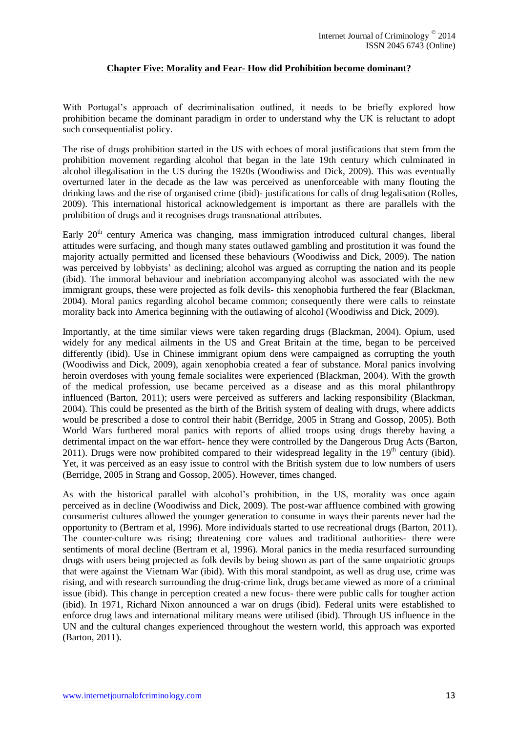## Chapter Five: Morality and Fear- How did Prohibition become dominant?

With Portugal's approach of decriminalisation outlined, it needs to be briefly explored how prohibition became the dominant paradigm in order to understand why the UK is reluctant to adopt such consequentialist policy.

The rise of drugs prohibition started in the US with echoes of moral justifications that stem from the prohibition movement regarding alcohol that began in the late 19th century which culminated in alcohol illegalisation in the US during the 1920s (Woodiwiss and Dick, 2009). This was eventually overturned later in the decade as the law was perceived as unenforceable with many flouting the drinking laws and the rise of organised crime (ibid)- justifications for calls of drug legalisation (Rolles, 2009). This international historical acknowledgement is important as there are parallels with the prohibition of drugs and it recognises drugs transnational attributes.

Early 20th century America was changing, mass immigration introduced cultural changes, liberal attitudes were surfacing, and though many states outlawed gambling and prostitution it was found the majority actually permitted and licensed these behaviours (Woodiwiss and Dick, 2009). The nation was perceived by lobbyists' as declining; alcohol was argued as corrupting the nation and its people (ibid). The immoral behaviour and inebriation accompanying alcohol was associated with the new immigrant groups, these were projected as folk devils- this xenophobia furthered the fear (Blackman, 2004). Moral panics regarding alcohol became common; consequently there were calls to reinstate morality back into America beginning with the outlawing of alcohol (Woodiwiss and Dick, 2009).

Importantly, at the time similar views were taken regarding drugs (Blackman, 2004). Opium, used widely for any medical ailments in the US and Great Britain at the time, began to be perceived differently (ibid). Use in Chinese immigrant opium dens were campaigned as corrupting the youth (Woodiwiss and Dick, 2009), again xenophobia created a fear of substance. Moral panics involving heroin overdoses with young female socialites were experienced (Blackman, 2004). With the growth of the medical profession, use became perceived as a disease and as this moral philanthropy influenced (Barton, 2011); users were perceived as sufferers and lacking responsibility (Blackman, 2004). This could be presented as the birth of the British system of dealing with drugs, where addicts would be prescribed a dose to control their habit (Berridge, 2005 in Strang and Gossop, 2005). Both World Wars furthered moral panics with reports of allied troops using drugs thereby having a detrimental impact on the war effort- hence they were controlled by the Dangerous Drug Acts (Barton, 2011). Drugs were now prohibited compared to their widespread legality in the 19th century (ibid). Yet, it was perceived as an easy issue to control with the British system due to low numbers of users (Berridge, 2005 in Strang and Gossop, 2005). However, times changed.

As with the historical parallel with alcohol's prohibition, in the US, morality was once again perceived as in decline (Woodiwiss and Dick, 2009). The post-war affluence combined with growing consumerist cultures allowed the younger generation to consume in ways their parents never had the opportunity to (Bertram et al, 1996). More individuals started to use recreational drugs (Barton, 2011). The counter-culture was rising; threatening core values and traditional authorities- there were sentiments of moral decline (Bertram et al, 1996). Moral panics in the media resurfaced surrounding drugs with users being projected as folk devils by being shown as part of the same unpatriotic groups that were against the Vietnam War (ibid). With this moral standpoint, as well as drug use, crime was rising, and with research surrounding the drug-crime link, drugs became viewed as more of a criminal issue (ibid). This change in perception created a new focus- there were public calls for tougher action (ibid). In 1971, Richard Nixon announced a war on drugs (ibid). Federal units were established to enforce drug laws and international military means were utilised (ibid). Through US influence in the UN and the cultural changes experienced throughout the western world, this approach was exported (Barton, 2011).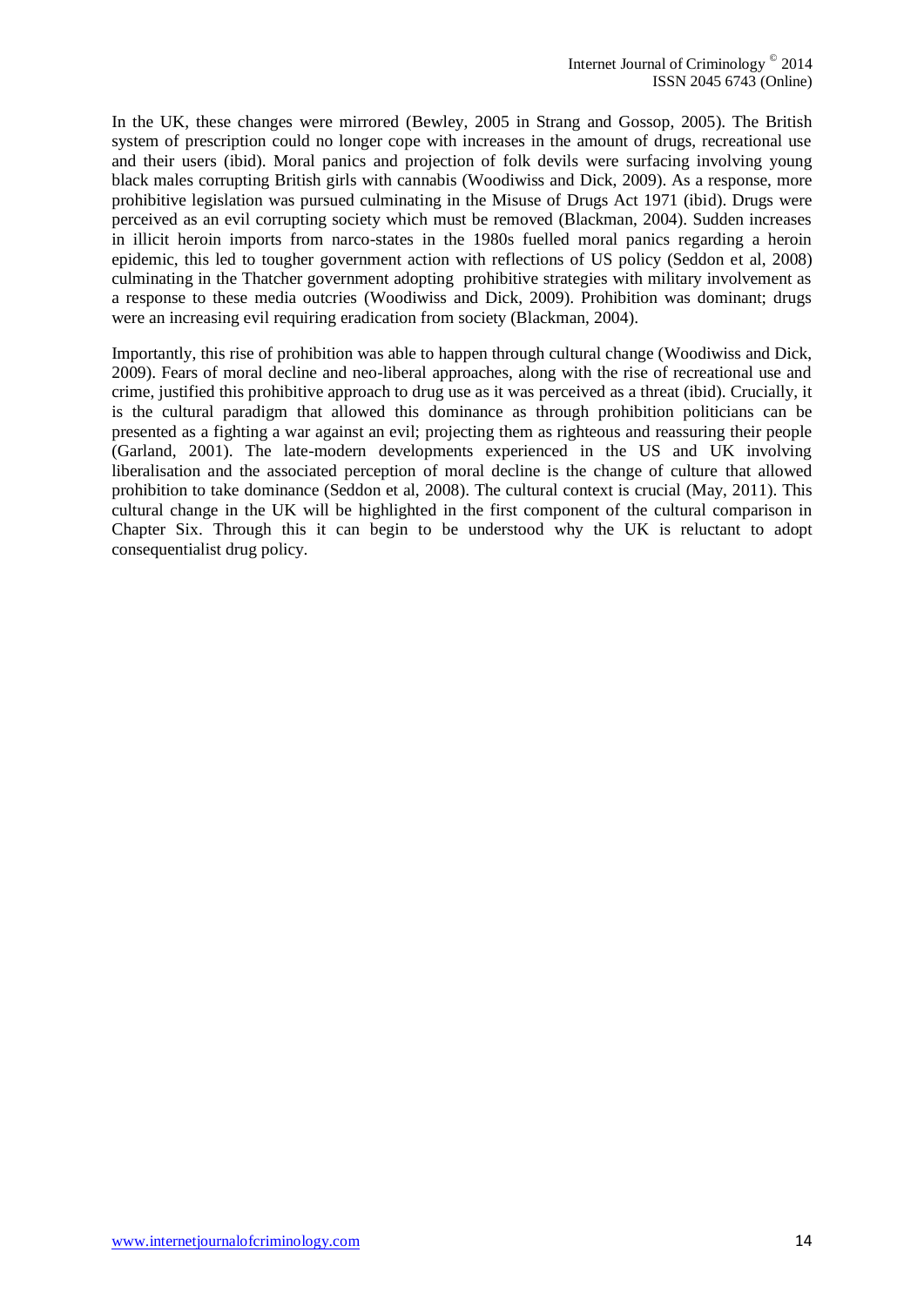In the UK, these changes were mirrored (Bewley, 2005 in Strang and Gossop, 2005). The British system of prescription could no longer cope with increases in the amount of drugs, recreational use and their users (ibid). Moral panics and projection of folk devils were surfacing involving young black males corrupting British girls with cannabis (Woodiwiss and Dick, 2009). As a response, more prohibitive legislation was pursued culminating in the Misuse of Drugs Act 1971 (ibid). Drugs were perceived as an evil corrupting society which must be removed (Blackman, 2004). Sudden increases in illicit heroin imports from narco-states in the 1980s fuelled moral panics regarding a heroin epidemic, this led to tougher government action with reflections of US policy (Seddon et al, 2008) culminating in the Thatcher government adopting prohibitive strategies with military involvement as a response to these media outcries (Woodiwiss and Dick, 2009). Prohibition was dominant; drugs were an increasing evil requiring eradication from society (Blackman, 2004).

Importantly, this rise of prohibition was able to happen through cultural change (Woodiwiss and Dick, 2009). Fears of moral decline and neo-liberal approaches, along with the rise of recreational use and crime, justified this prohibitive approach to drug use as it was perceived as a threat (ibid). Crucially, it is the cultural paradigm that allowed this dominance as through prohibition politicians can be presented as a fighting a war against an evil; projecting them as righteous and reassuring their people (Garland, 2001). The late-modern developments experienced in the US and UK involving liberalisation and the associated perception of moral decline is the change of culture that allowed prohibition to take dominance (Seddon et al, 2008). The cultural context is crucial (May, 2011). This cultural change in the UK will be highlighted in the first component of the cultural comparison in Chapter Six. Through this it can begin to be understood why the UK is reluctant to adopt consequentialist drug policy.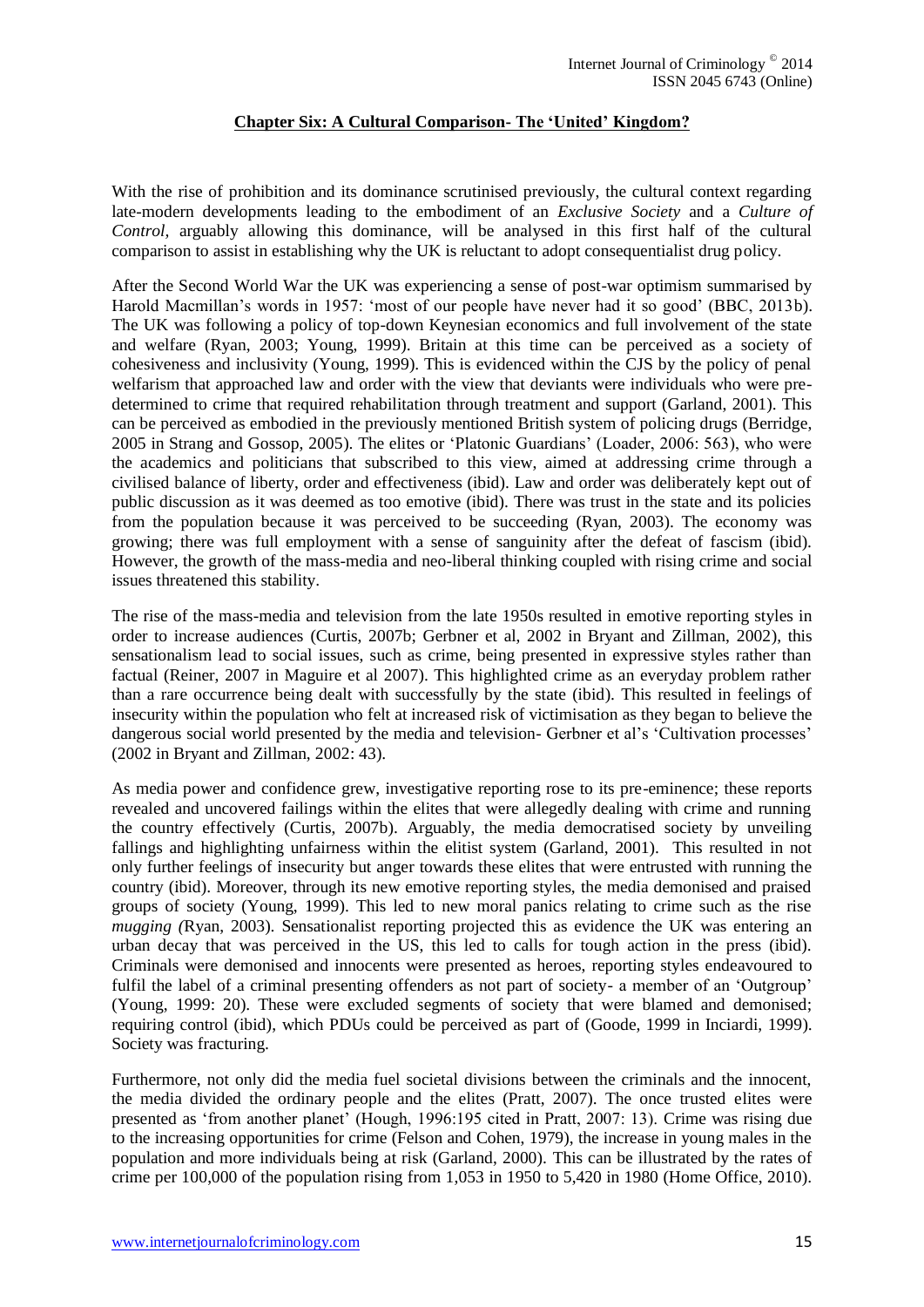## Chapter Six: A Cultural Comparison- The 'United' Kingdom?

With the rise of prohibition and its dominance scrutinised previously, the cultural context regarding late-modern developments leading to the embodiment of an *Exclusive Society* and a *Culture of Control,* arguably allowing this dominance, will be analysed in this first half of the cultural comparison to assist in establishing why the UK is reluctant to adopt consequentialist drug policy.

After the Second World War the UK was experiencing a sense of post-war optimism summarised by Harold Macmillan's words in 1957: 'most of our people have never had it so good' (BBC, 2013b). The UK was following a policy of top-down Keynesian economics and full involvement of the state and welfare (Ryan, 2003; Young, 1999). Britain at this time can be perceived as a society of cohesiveness and inclusivity (Young, 1999). This is evidenced within the CJS by the policy of penal welfarism that approached law and order with the view that deviants were individuals who were pre-determined to crime that required rehabilitation through treatment and support (Garland, 2001). This can be perceived as embodied in the previously mentioned British system of policing drugs (Berridge, 2005 in Strang and Gossop, 2005). The elites or 'Platonic Guardians' (Loader, 2006: 563), who were the academics and politicians that subscribed to this view, aimed at addressing crime through a civilised balance of liberty, order and effectiveness (ibid). Law and order was deliberately kept out of public discussion as it was deemed as too emotive (ibid). There was trust in the state and its policies from the population because it was perceived to be succeeding (Ryan, 2003). The economy was growing; there was full employment with a sense of sanguinity after the defeat of fascism (ibid). However, the growth of the mass-media and neo-liberal thinking coupled with rising crime and social issues threatened this stability.

The rise of the mass-media and television from the late 1950s resulted in emotive reporting styles in order to increase audiences (Curtis, 2007b; Gerbner et al, 2002 in Bryant and Zillman, 2002), this sensationalism lead to social issues, such as crime, being presented in expressive styles rather than factual (Reiner, 2007 in Maguire et al 2007). This highlighted crime as an everyday problem rather than a rare occurrence being dealt with successfully by the state (ibid). This resulted in feelings of insecurity within the population who felt at increased risk of victimisation as they began to believe the dangerous social world presented by the media and television- Gerbner et al's 'Cultivation processes' (2002 in Bryant and Zillman, 2002: 43).

As media power and confidence grew, investigative reporting rose to its pre-eminence; these reports revealed and uncovered failings within the elites that were allegedly dealing with crime and running the country effectively (Curtis, 2007b). Arguably, the media democratised society by unveiling fallings and highlighting unfairness within the elitist system (Garland, 2001). This resulted in not only further feelings of insecurity but anger towards these elites that were entrusted with running the country (ibid). Moreover, through its new emotive reporting styles, the media demonised and praised groups of society (Young, 1999). This led to new moral panics relating to crime such as the rise *mugging (*Ryan, 2003). Sensationalist reporting projected this as evidence the UK was entering an urban decay that was perceived in the US, this led to calls for tough action in the press (ibid). Criminals were demonised and innocents were presented as heroes, reporting styles endeavoured to fulfil the label of a criminal presenting offenders as not part of society- a member of an 'Outgroup' (Young, 1999: 20). These were excluded segments of society that were blamed and demonised; requiring control (ibid), which PDUs could be perceived as part of (Goode, 1999 in Inciardi, 1999). Society was fracturing.

Furthermore, not only did the media fuel societal divisions between the criminals and the innocent, the media divided the ordinary people and the elites (Pratt, 2007). The once trusted elites were presented as 'from another planet' (Hough, 1996:195 cited in Pratt, 2007: 13). Crime was rising due to the increasing opportunities for crime (Felson and Cohen, 1979), the increase in young males in the population and more individuals being at risk (Garland, 2000). This can be illustrated by the rates of crime per 100,000 of the population rising from 1,053 in 1950 to 5,420 in 1980 (Home Office, 2010).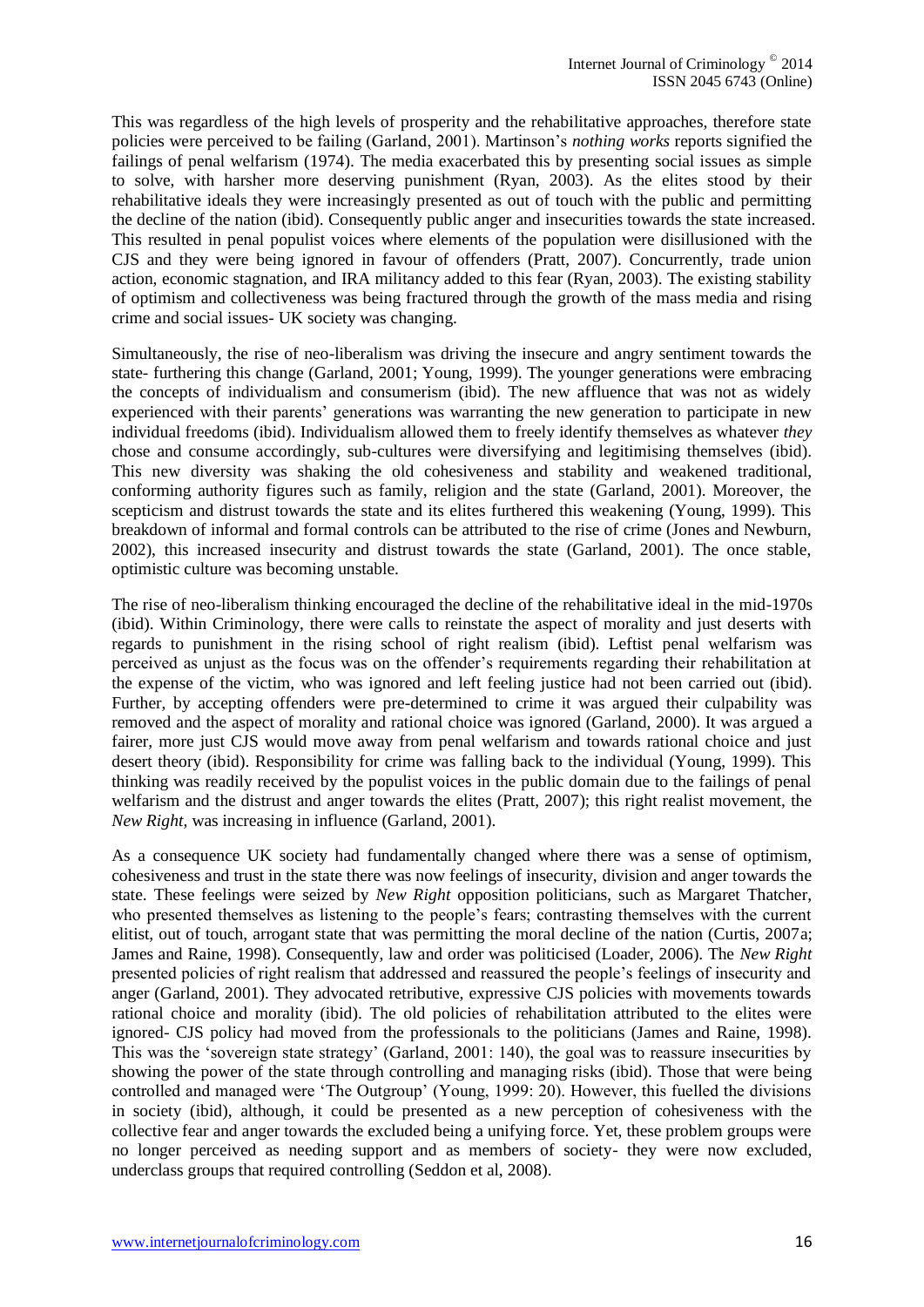This was regardless of the high levels of prosperity and the rehabilitative approaches, therefore state policies were perceived to be failing (Garland, 2001). Martinson's *nothing works* reports signified the failings of penal welfarism (1974). The media exacerbated this by presenting social issues as simple to solve, with harsher more deserving punishment (Ryan, 2003). As the elites stood by their rehabilitative ideals they were increasingly presented as out of touch with the public and permitting the decline of the nation (ibid). Consequently public anger and insecurities towards the state increased. This resulted in penal populist voices where elements of the population were disillusioned with the CJS and they were being ignored in favour of offenders (Pratt, 2007). Concurrently, trade union action, economic stagnation, and IRA militancy added to this fear (Ryan, 2003). The existing stability of optimism and collectiveness was being fractured through the growth of the mass media and rising crime and social issues- UK society was changing.

Simultaneously, the rise of neo-liberalism was driving the insecure and angry sentiment towards the state- furthering this change (Garland, 2001; Young, 1999). The younger generations were embracing the concepts of individualism and consumerism (ibid). The new affluence that was not as widely experienced with their parents' generations was warranting the new generation to participate in new individual freedoms (ibid). Individualism allowed them to freely identify themselves as whatever *they* chose and consume accordingly, sub-cultures were diversifying and legitimising themselves (ibid). This new diversity was shaking the old cohesiveness and stability and weakened traditional, conforming authority figures such as family, religion and the state (Garland, 2001). Moreover, the scepticism and distrust towards the state and its elites furthered this weakening (Young, 1999). This breakdown of informal and formal controls can be attributed to the rise of crime (Jones and Newburn, 2002), this increased insecurity and distrust towards the state (Garland, 2001). The once stable, optimistic culture was becoming unstable.

The rise of neo-liberalism thinking encouraged the decline of the rehabilitative ideal in the mid-1970s (ibid). Within Criminology, there were calls to reinstate the aspect of morality and just deserts with regards to punishment in the rising school of right realism (ibid). Leftist penal welfarism was perceived as unjust as the focus was on the offender's requirements regarding their rehabilitation at the expense of the victim, who was ignored and left feeling justice had not been carried out (ibid). Further, by accepting offenders were pre-determined to crime it was argued their culpability was removed and the aspect of morality and rational choice was ignored (Garland, 2000). It was argued a fairer, more just CJS would move away from penal welfarism and towards rational choice and just desert theory (ibid). Responsibility for crime was falling back to the individual (Young, 1999). This thinking was readily received by the populist voices in the public domain due to the failings of penal welfarism and the distrust and anger towards the elites (Pratt, 2007); this right realist movement, the *New Right*, was increasing in influence (Garland, 2001).

As a consequence UK society had fundamentally changed where there was a sense of optimism, cohesiveness and trust in the state there was now feelings of insecurity, division and anger towards the state. These feelings were seized by *New Right* opposition politicians, such as Margaret Thatcher, who presented themselves as listening to the people's fears; contrasting themselves with the current elitist, out of touch, arrogant state that was permitting the moral decline of the nation (Curtis, 2007a; James and Raine, 1998). Consequently, law and order was politicised (Loader, 2006). The *New Right* presented policies of right realism that addressed and reassured the people's feelings of insecurity and anger (Garland, 2001). They advocated retributive, expressive CJS policies with movements towards rational choice and morality (ibid). The old policies of rehabilitation attributed to the elites were ignored- CJS policy had moved from the professionals to the politicians (James and Raine, 1998). This was the 'sovereign state strategy' (Garland, 2001: 140), the goal was to reassure insecurities by showing the power of the state through controlling and managing risks (ibid). Those that were being controlled and managed were 'The Outgroup' (Young, 1999: 20). However, this fuelled the divisions in society (ibid), although, it could be presented as a new perception of cohesiveness with the collective fear and anger towards the excluded being a unifying force. Yet, these problem groups were no longer perceived as needing support and as members of society- they were now excluded, underclass groups that required controlling (Seddon et al, 2008).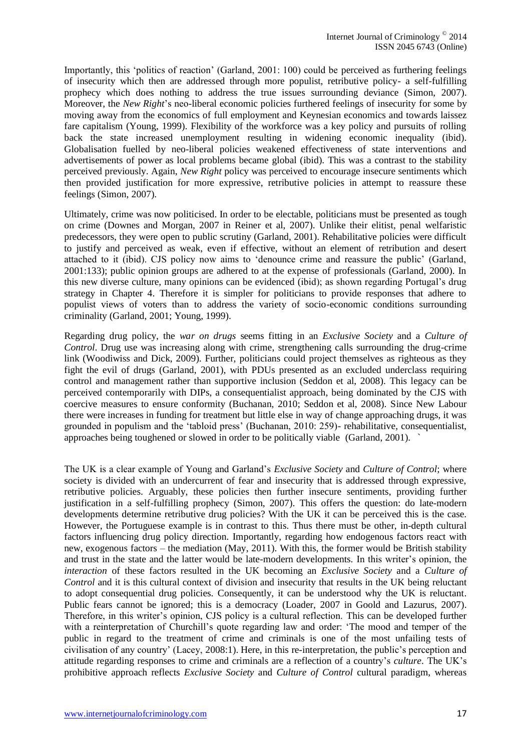Importantly, this 'politics of reaction' (Garland, 2001: 100) could be perceived as furthering feelings of insecurity which then are addressed through more populist, retributive policy- a self-fulfilling prophecy which does nothing to address the true issues surrounding deviance (Simon, 2007). Moreover, the *New Right*'s neo-liberal economic policies furthered feelings of insecurity for some by moving away from the economics of full employment and Keynesian economics and towards laissez fare capitalism (Young, 1999). Flexibility of the workforce was a key policy and pursuits of rolling back the state increased unemployment resulting in widening economic inequality (ibid). Globalisation fuelled by neo-liberal policies weakened effectiveness of state interventions and advertisements of power as local problems became global (ibid). This was a contrast to the stability perceived previously. Again, *New Right* policy was perceived to encourage insecure sentiments which then provided justification for more expressive, retributive policies in attempt to reassure these feelings (Simon, 2007).

Ultimately, crime was now politicised. In order to be electable, politicians must be presented as tough on crime (Downes and Morgan, 2007 in Reiner et al, 2007). Unlike their elitist, penal welfaristic predecessors, they were open to public scrutiny (Garland, 2001). Rehabilitative policies were difficult to justify and perceived as weak, even if effective, without an element of retribution and desert attached to it (ibid). CJS policy now aims to 'denounce crime and reassure the public' (Garland, 2001:133); public opinion groups are adhered to at the expense of professionals (Garland, 2000). In this new diverse culture, many opinions can be evidenced (ibid); as shown regarding Portugal's drug strategy in Chapter 4. Therefore it is simpler for politicians to provide responses that adhere to populist views of voters than to address the variety of socio-economic conditions surrounding criminality (Garland, 2001; Young, 1999).

Regarding drug policy, the *war on drugs* seems fitting in an *Exclusive Society* and a *Culture of Control*. Drug use was increasing along with crime, strengthening calls surrounding the drug-crime link (Woodiwiss and Dick, 2009). Further, politicians could project themselves as righteous as they fight the evil of drugs (Garland, 2001), with PDUs presented as an excluded underclass requiring control and management rather than supportive inclusion (Seddon et al, 2008). This legacy can be perceived contemporarily with DIPs, a consequentialist approach, being dominated by the CJS with coercive measures to ensure conformity (Buchanan, 2010; Seddon et al, 2008). Since New Labour there were increases in funding for treatment but little else in way of change approaching drugs, it was grounded in populism and the 'tabloid press' (Buchanan, 2010: 259)- rehabilitative, consequentialist, approaches being toughened or slowed in order to be politically viable (Garland, 2001). `

The UK is a clear example of Young and Garland's *Exclusive Society* and *Culture of Control*; where society is divided with an undercurrent of fear and insecurity that is addressed through expressive, retributive policies. Arguably, these policies then further insecure sentiments, providing further justification in a self-fulfilling prophecy (Simon, 2007). This offers the question: do late-modern developments determine retributive drug policies? With the UK it can be perceived this is the case. However, the Portuguese example is in contrast to this. Thus there must be other, in-depth cultural factors influencing drug policy direction. Importantly, regarding how endogenous factors react with new, exogenous factors – the mediation (May, 2011). With this, the former would be British stability and trust in the state and the latter would be late-modern developments. In this writer's opinion, the *interaction* of these factors resulted in the UK becoming an *Exclusive Society* and a *Culture of Control* and it is this cultural context of division and insecurity that results in the UK being reluctant to adopt consequential drug policies. Consequently, it can be understood why the UK is reluctant. Public fears cannot be ignored; this is a democracy (Loader, 2007 in Goold and Lazurus, 2007). Therefore, in this writer's opinion, CJS policy is a cultural reflection. This can be developed further with a reinterpretation of Churchill's quote regarding law and order: 'The mood and temper of the public in regard to the treatment of crime and criminals is one of the most unfailing tests of civilisation of any country' (Lacey, 2008:1). Here, in this re-interpretation, the public's perception and attitude regarding responses to crime and criminals are a reflection of a country's *culture*. The UK's prohibitive approach reflects *Exclusive Society* and *Culture of Control* cultural paradigm, whereas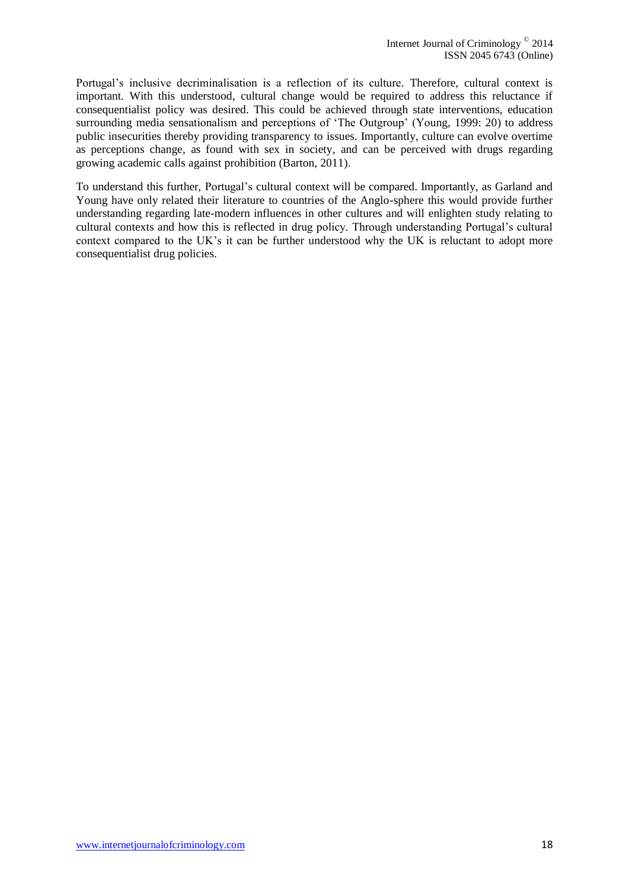Portugal's inclusive decriminalisation is a reflection of its culture. Therefore, cultural context is important. With this understood, cultural change would be required to address this reluctance if consequentialist policy was desired. This could be achieved through state interventions, education surrounding media sensationalism and perceptions of 'The Outgroup' (Young, 1999: 20) to address public insecurities thereby providing transparency to issues. Importantly, culture can evolve overtime as perceptions change, as found with sex in society, and can be perceived with drugs regarding growing academic calls against prohibition (Barton, 2011).

To understand this further, Portugal's cultural context will be compared. Importantly, as Garland and Young have only related their literature to countries of the Anglo-sphere this would provide further understanding regarding late-modern influences in other cultures and will enlighten study relating to cultural contexts and how this is reflected in drug policy. Through understanding Portugal's cultural context compared to the UK's it can be further understood why the UK is reluctant to adopt more consequentialist drug policies.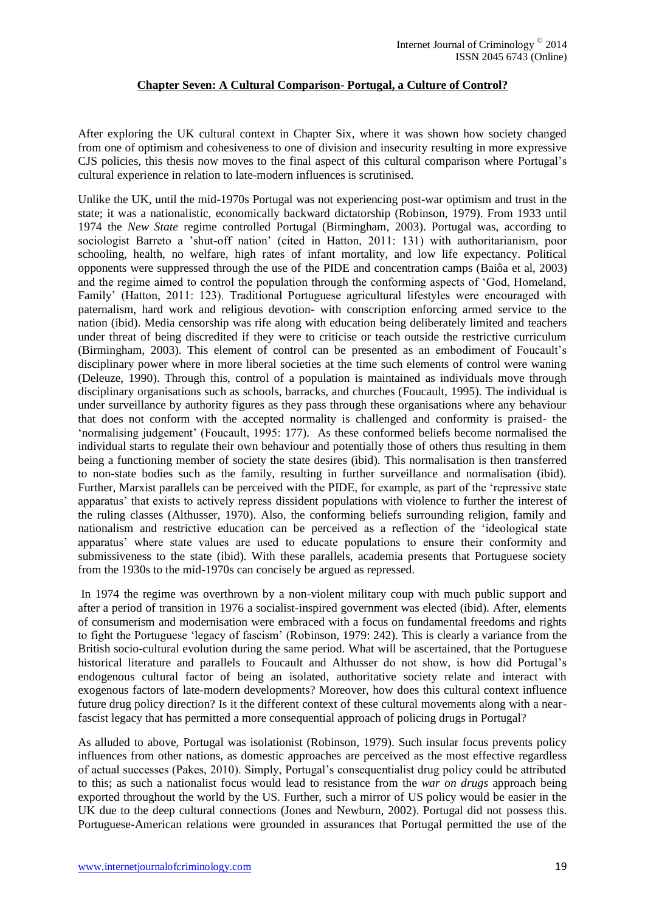## Chapter Seven: A Cultural Comparison- Portugal, a Culture of Control?

After exploring the UK cultural context in Chapter Six, where it was shown how society changed from one of optimism and cohesiveness to one of division and insecurity resulting in more expressive CJS policies, this thesis now moves to the final aspect of this cultural comparison where Portugal's cultural experience in relation to late-modern influences is scrutinised.

Unlike the UK, until the mid-1970s Portugal was not experiencing post-war optimism and trust in the state; it was a nationalistic, economically backward dictatorship (Robinson, 1979). From 1933 until 1974 the *New State* regime controlled Portugal (Birmingham, 2003). Portugal was, according to sociologist Barreto a 'shut-off nation' (cited in Hatton, 2011: 131) with authoritarianism, poor schooling, health, no welfare, high rates of infant mortality, and low life expectancy. Political opponents were suppressed through the use of the PIDE and concentration camps (Baiôa et al, 2003) and the regime aimed to control the population through the conforming aspects of 'God, Homeland, Family' (Hatton, 2011: 123). Traditional Portuguese agricultural lifestyles were encouraged with paternalism, hard work and religious devotion- with conscription enforcing armed service to the nation (ibid). Media censorship was rife along with education being deliberately limited and teachers under threat of being discredited if they were to criticise or teach outside the restrictive curriculum (Birmingham, 2003). This element of control can be presented as an embodiment of Foucault's disciplinary power where in more liberal societies at the time such elements of control were waning (Deleuze, 1990). Through this, control of a population is maintained as individuals move through disciplinary organisations such as schools, barracks, and churches (Foucault, 1995). The individual is under surveillance by authority figures as they pass through these organisations where any behaviour that does not conform with the accepted normality is challenged and conformity is praised- the 'normalising judgement' (Foucault, 1995: 177). As these conformed beliefs become normalised the individual starts to regulate their own behaviour and potentially those of others thus resulting in them being a functioning member of society the state desires (ibid). This normalisation is then transferred to non-state bodies such as the family, resulting in further surveillance and normalisation (ibid). Further, Marxist parallels can be perceived with the PIDE, for example, as part of the 'repressive state apparatus' that exists to actively repress dissident populations with violence to further the interest of the ruling classes (Althusser, 1970). Also, the conforming beliefs surrounding religion, family and nationalism and restrictive education can be perceived as a reflection of the 'ideological state apparatus' where state values are used to educate populations to ensure their conformity and submissiveness to the state (ibid). With these parallels, academia presents that Portuguese society from the 1930s to the mid-1970s can concisely be argued as repressed.

In 1974 the regime was overthrown by a non-violent military coup with much public support and after a period of transition in 1976 a socialist-inspired government was elected (ibid). After, elements of consumerism and modernisation were embraced with a focus on fundamental freedoms and rights to fight the Portuguese 'legacy of fascism' (Robinson, 1979: 242). This is clearly a variance from the British socio-cultural evolution during the same period. What will be ascertained, that the Portuguese historical literature and parallels to Foucault and Althusser do not show, is how did Portugal's endogenous cultural factor of being an isolated, authoritative society relate and interact with exogenous factors of late-modern developments? Moreover, how does this cultural context influence future drug policy direction? Is it the different context of these cultural movements along with a near-fascist legacy that has permitted a more consequential approach of policing drugs in Portugal?

As alluded to above, Portugal was isolationist (Robinson, 1979). Such insular focus prevents policy influences from other nations, as domestic approaches are perceived as the most effective regardless of actual successes (Pakes, 2010). Simply, Portugal's consequentialist drug policy could be attributed to this; as such a nationalist focus would lead to resistance from the *war on drugs* approach being exported throughout the world by the US. Further, such a mirror of US policy would be easier in the UK due to the deep cultural connections (Jones and Newburn, 2002). Portugal did not possess this. Portuguese-American relations were grounded in assurances that Portugal permitted the use of the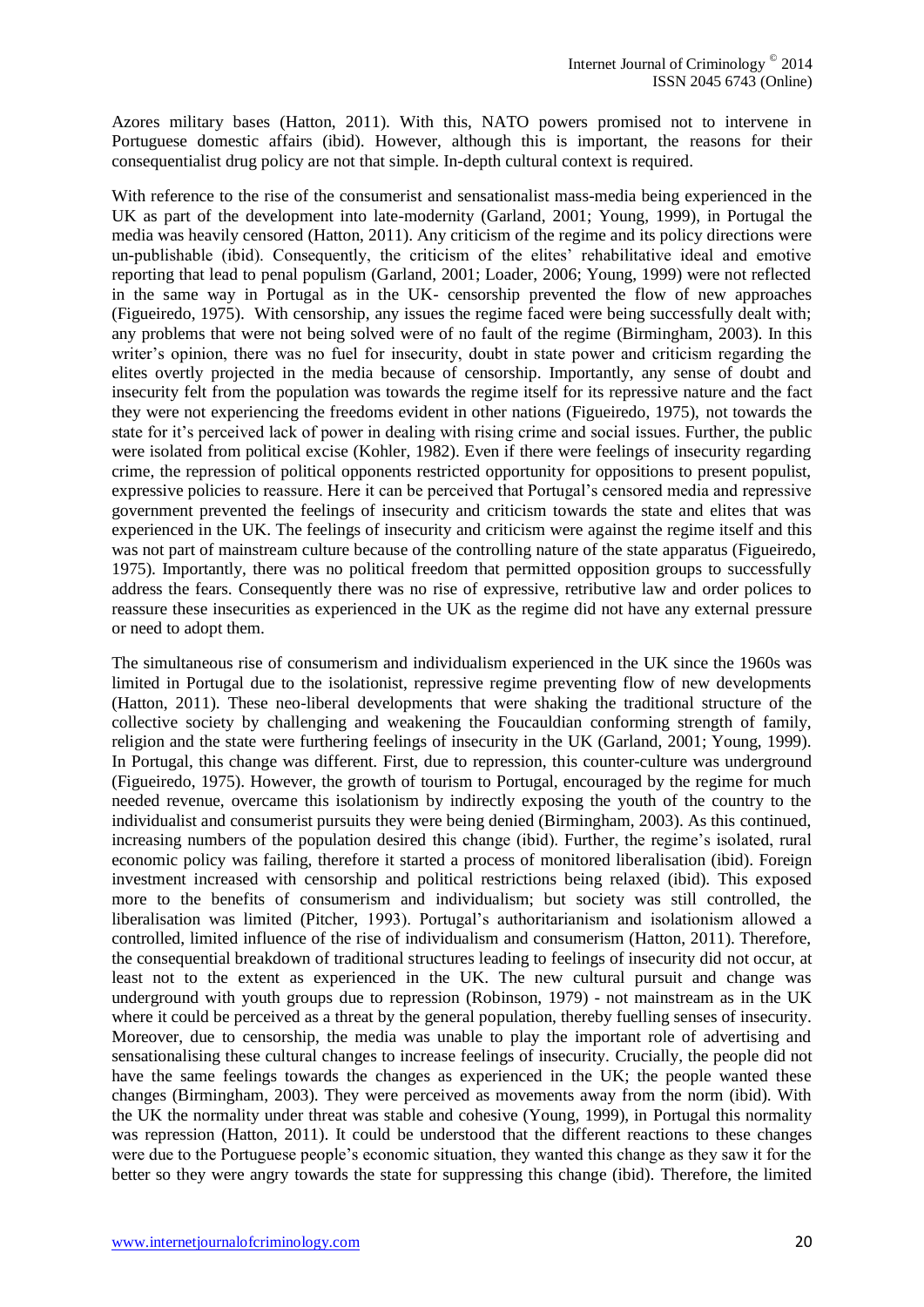Azores military bases (Hatton, 2011). With this, NATO powers promised not to intervene in Portuguese domestic affairs (ibid). However, although this is important, the reasons for their consequentialist drug policy are not that simple. In-depth cultural context is required.

With reference to the rise of the consumerist and sensationalist mass-media being experienced in the UK as part of the development into late-modernity (Garland, 2001; Young, 1999), in Portugal the media was heavily censored (Hatton, 2011). Any criticism of the regime and its policy directions were un-publishable (ibid). Consequently, the criticism of the elites' rehabilitative ideal and emotive reporting that lead to penal populism (Garland, 2001; Loader, 2006; Young, 1999) were not reflected in the same way in Portugal as in the UK- censorship prevented the flow of new approaches (Figueiredo, 1975). With censorship, any issues the regime faced were being successfully dealt with; any problems that were not being solved were of no fault of the regime (Birmingham, 2003). In this writer's opinion, there was no fuel for insecurity, doubt in state power and criticism regarding the elites overtly projected in the media because of censorship. Importantly, any sense of doubt and insecurity felt from the population was towards the regime itself for its repressive nature and the fact they were not experiencing the freedoms evident in other nations (Figueiredo, 1975), not towards the state for it's perceived lack of power in dealing with rising crime and social issues. Further, the public were isolated from political excise (Kohler, 1982). Even if there were feelings of insecurity regarding crime, the repression of political opponents restricted opportunity for oppositions to present populist, expressive policies to reassure. Here it can be perceived that Portugal's censored media and repressive government prevented the feelings of insecurity and criticism towards the state and elites that was experienced in the UK. The feelings of insecurity and criticism were against the regime itself and this was not part of mainstream culture because of the controlling nature of the state apparatus (Figueiredo, 1975). Importantly, there was no political freedom that permitted opposition groups to successfully address the fears. Consequently there was no rise of expressive, retributive law and order polices to reassure these insecurities as experienced in the UK as the regime did not have any external pressure or need to adopt them.

The simultaneous rise of consumerism and individualism experienced in the UK since the 1960s was limited in Portugal due to the isolationist, repressive regime preventing flow of new developments (Hatton, 2011). These neo-liberal developments that were shaking the traditional structure of the collective society by challenging and weakening the Foucauldian conforming strength of family, religion and the state were furthering feelings of insecurity in the UK (Garland, 2001; Young, 1999). In Portugal, this change was different. First, due to repression, this counter-culture was underground (Figueiredo, 1975). However, the growth of tourism to Portugal, encouraged by the regime for much needed revenue, overcame this isolationism by indirectly exposing the youth of the country to the individualist and consumerist pursuits they were being denied (Birmingham, 2003). As this continued, increasing numbers of the population desired this change (ibid). Further, the regime's isolated, rural economic policy was failing, therefore it started a process of monitored liberalisation (ibid). Foreign investment increased with censorship and political restrictions being relaxed (ibid). This exposed more to the benefits of consumerism and individualism; but society was still controlled, the liberalisation was limited (Pitcher, 1993). Portugal's authoritarianism and isolationism allowed a controlled, limited influence of the rise of individualism and consumerism (Hatton, 2011). Therefore, the consequential breakdown of traditional structures leading to feelings of insecurity did not occur, at least not to the extent as experienced in the UK. The new cultural pursuit and change was underground with youth groups due to repression (Robinson, 1979) - not mainstream as in the UK where it could be perceived as a threat by the general population, thereby fuelling senses of insecurity. Moreover, due to censorship, the media was unable to play the important role of advertising and sensationalising these cultural changes to increase feelings of insecurity. Crucially, the people did not have the same feelings towards the changes as experienced in the UK; the people wanted these changes (Birmingham, 2003). They were perceived as movements away from the norm (ibid). With the UK the normality under threat was stable and cohesive (Young, 1999), in Portugal this normality was repression (Hatton, 2011). It could be understood that the different reactions to these changes were due to the Portuguese people's economic situation, they wanted this change as they saw it for the better so they were angry towards the state for suppressing this change (ibid). Therefore, the limited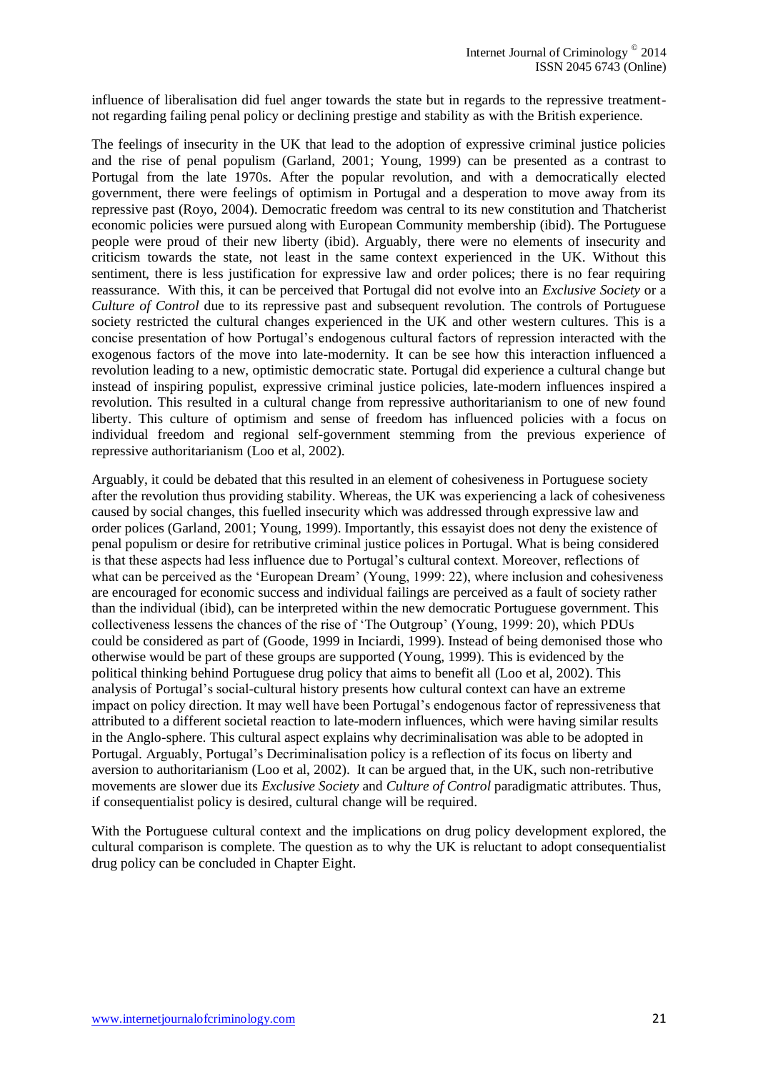influence of liberalisation did fuel anger towards the state but in regards to the repressive treatment-not regarding failing penal policy or declining prestige and stability as with the British experience.

The feelings of insecurity in the UK that lead to the adoption of expressive criminal justice policies and the rise of penal populism (Garland, 2001; Young, 1999) can be presented as a contrast to Portugal from the late 1970s. After the popular revolution, and with a democratically elected government, there were feelings of optimism in Portugal and a desperation to move away from its repressive past (Royo, 2004). Democratic freedom was central to its new constitution and Thatcherist economic policies were pursued along with European Community membership (ibid). The Portuguese people were proud of their new liberty (ibid). Arguably, there were no elements of insecurity and criticism towards the state, not least in the same context experienced in the UK. Without this sentiment, there is less justification for expressive law and order polices; there is no fear requiring reassurance. With this, it can be perceived that Portugal did not evolve into an *Exclusive Society* or a *Culture of Control* due to its repressive past and subsequent revolution. The controls of Portuguese society restricted the cultural changes experienced in the UK and other western cultures. This is a concise presentation of how Portugal's endogenous cultural factors of repression interacted with the exogenous factors of the move into late-modernity. It can be see how this interaction influenced a revolution leading to a new, optimistic democratic state. Portugal did experience a cultural change but instead of inspiring populist, expressive criminal justice policies, late-modern influences inspired a revolution. This resulted in a cultural change from repressive authoritarianism to one of new found liberty. This culture of optimism and sense of freedom has influenced policies with a focus on individual freedom and regional self-government stemming from the previous experience of repressive authoritarianism (Loo et al, 2002).

Arguably, it could be debated that this resulted in an element of cohesiveness in Portuguese society after the revolution thus providing stability. Whereas, the UK was experiencing a lack of cohesiveness caused by social changes, this fuelled insecurity which was addressed through expressive law and order polices (Garland, 2001; Young, 1999). Importantly, this essayist does not deny the existence of penal populism or desire for retributive criminal justice polices in Portugal. What is being considered is that these aspects had less influence due to Portugal's cultural context. Moreover, reflections of what can be perceived as the 'European Dream' (Young, 1999: 22), where inclusion and cohesiveness are encouraged for economic success and individual failings are perceived as a fault of society rather than the individual (ibid), can be interpreted within the new democratic Portuguese government. This collectiveness lessens the chances of the rise of 'The Outgroup' (Young, 1999: 20), which PDUs could be considered as part of (Goode, 1999 in Inciardi, 1999). Instead of being demonised those who otherwise would be part of these groups are supported (Young, 1999). This is evidenced by the political thinking behind Portuguese drug policy that aims to benefit all (Loo et al, 2002). This analysis of Portugal's social-cultural history presents how cultural context can have an extreme impact on policy direction. It may well have been Portugal's endogenous factor of repressiveness that attributed to a different societal reaction to late-modern influences, which were having similar results in the Anglo-sphere. This cultural aspect explains why decriminalisation was able to be adopted in Portugal. Arguably, Portugal's Decriminalisation policy is a reflection of its focus on liberty and aversion to authoritarianism (Loo et al, 2002). It can be argued that, in the UK, such non-retributive movements are slower due its *Exclusive Society* and *Culture of Control* paradigmatic attributes. Thus, if consequentialist policy is desired, cultural change will be required.

With the Portuguese cultural context and the implications on drug policy development explored, the cultural comparison is complete. The question as to why the UK is reluctant to adopt consequentialist drug policy can be concluded in Chapter Eight.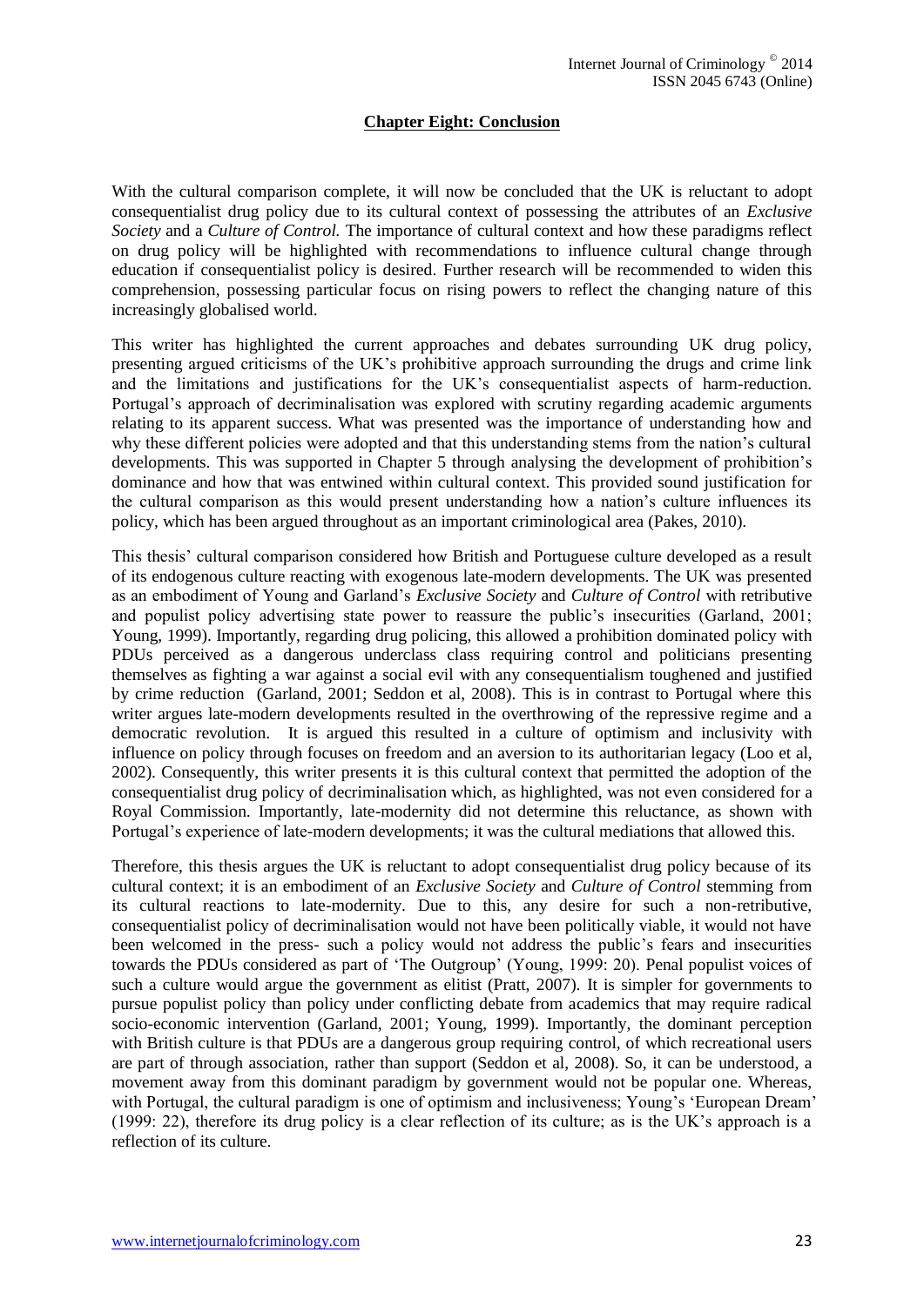## Chapter Eight: Conclusion

With the cultural comparison complete, it will now be concluded that the UK is reluctant to adopt consequentialist drug policy due to its cultural context of possessing the attributes of an *Exclusive Society* and a *Culture of Control.* The importance of cultural context and how these paradigms reflect on drug policy will be highlighted with recommendations to influence cultural change through education if consequentialist policy is desired. Further research will be recommended to widen this comprehension, possessing particular focus on rising powers to reflect the changing nature of this increasingly globalised world.

This writer has highlighted the current approaches and debates surrounding UK drug policy, presenting argued criticisms of the UK's prohibitive approach surrounding the drugs and crime link and the limitations and justifications for the UK's consequentialist aspects of harm-reduction. Portugal's approach of decriminalisation was explored with scrutiny regarding academic arguments relating to its apparent success. What was presented was the importance of understanding how and why these different policies were adopted and that this understanding stems from the nation's cultural developments. This was supported in Chapter 5 through analysing the development of prohibition's dominance and how that was entwined within cultural context. This provided sound justification for the cultural comparison as this would present understanding how a nation's culture influences its policy, which has been argued throughout as an important criminological area (Pakes, 2010).

This thesis' cultural comparison considered how British and Portuguese culture developed as a result of its endogenous culture reacting with exogenous late-modern developments. The UK was presented as an embodiment of Young and Garland's *Exclusive Society* and *Culture of Control* with retributive and populist policy advertising state power to reassure the public's insecurities (Garland, 2001; Young, 1999). Importantly, regarding drug policing, this allowed a prohibition dominated policy with PDUs perceived as a dangerous underclass class requiring control and politicians presenting themselves as fighting a war against a social evil with any consequentialism toughened and justified by crime reduction (Garland, 2001; Seddon et al, 2008). This is in contrast to Portugal where this writer argues late-modern developments resulted in the overthrowing of the repressive regime and a democratic revolution. It is argued this resulted in a culture of optimism and inclusivity with influence on policy through focuses on freedom and an aversion to its authoritarian legacy (Loo et al, 2002). Consequently, this writer presents it is this cultural context that permitted the adoption of the consequentialist drug policy of decriminalisation which, as highlighted, was not even considered for a Royal Commission. Importantly, late-modernity did not determine this reluctance, as shown with Portugal's experience of late-modern developments; it was the cultural mediations that allowed this.

Therefore, this thesis argues the UK is reluctant to adopt consequentialist drug policy because of its cultural context; it is an embodiment of an *Exclusive Society* and *Culture of Control* stemming from its cultural reactions to late-modernity. Due to this, any desire for such a non-retributive, consequentialist policy of decriminalisation would not have been politically viable, it would not have been welcomed in the press- such a policy would not address the public's fears and insecurities towards the PDUs considered as part of 'The Outgroup' (Young, 1999: 20). Penal populist voices of such a culture would argue the government as elitist (Pratt, 2007). It is simpler for governments to pursue populist policy than policy under conflicting debate from academics that may require radical socio-economic intervention (Garland, 2001; Young, 1999). Importantly, the dominant perception with British culture is that PDUs are a dangerous group requiring control, of which recreational users are part of through association, rather than support (Seddon et al, 2008). So, it can be understood, a movement away from this dominant paradigm by government would not be popular one. Whereas, with Portugal, the cultural paradigm is one of optimism and inclusiveness; Young's 'European Dream' (1999: 22), therefore its drug policy is a clear reflection of its culture; as is the UK's approach is a reflection of its culture.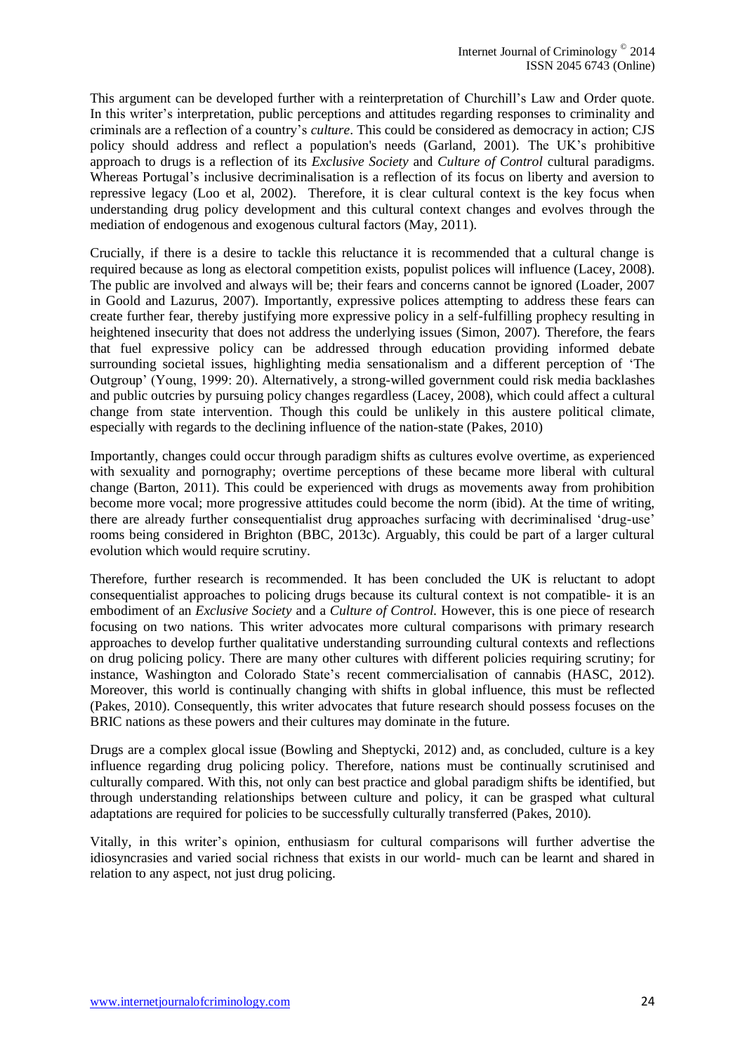This argument can be developed further with a reinterpretation of Churchill's Law and Order quote. In this writer's interpretation, public perceptions and attitudes regarding responses to criminality and criminals are a reflection of a country's *culture*. This could be considered as democracy in action; CJS policy should address and reflect a population's needs (Garland, 2001). The UK's prohibitive approach to drugs is a reflection of its *Exclusive Society* and *Culture of Control* cultural paradigms. Whereas Portugal's inclusive decriminalisation is a reflection of its focus on liberty and aversion to repressive legacy (Loo et al, 2002). Therefore, it is clear cultural context is the key focus when understanding drug policy development and this cultural context changes and evolves through the mediation of endogenous and exogenous cultural factors (May, 2011).

Crucially, if there is a desire to tackle this reluctance it is recommended that a cultural change is required because as long as electoral competition exists, populist polices will influence (Lacey, 2008). The public are involved and always will be; their fears and concerns cannot be ignored (Loader, 2007 in Goold and Lazurus, 2007). Importantly, expressive polices attempting to address these fears can create further fear, thereby justifying more expressive policy in a self-fulfilling prophecy resulting in heightened insecurity that does not address the underlying issues (Simon, 2007). Therefore, the fears that fuel expressive policy can be addressed through education providing informed debate surrounding societal issues, highlighting media sensationalism and a different perception of 'The Outgroup' (Young, 1999: 20). Alternatively, a strong-willed government could risk media backlashes and public outcries by pursuing policy changes regardless (Lacey, 2008), which could affect a cultural change from state intervention. Though this could be unlikely in this austere political climate, especially with regards to the declining influence of the nation-state (Pakes, 2010)

Importantly, changes could occur through paradigm shifts as cultures evolve overtime, as experienced with sexuality and pornography; overtime perceptions of these became more liberal with cultural change (Barton, 2011). This could be experienced with drugs as movements away from prohibition become more vocal; more progressive attitudes could become the norm (ibid). At the time of writing, there are already further consequentialist drug approaches surfacing with decriminalised 'drug-use' rooms being considered in Brighton (BBC, 2013c). Arguably, this could be part of a larger cultural evolution which would require scrutiny.

Therefore, further research is recommended. It has been concluded the UK is reluctant to adopt consequentialist approaches to policing drugs because its cultural context is not compatible- it is an embodiment of an *Exclusive Society* and a *Culture of Control.* However, this is one piece of research focusing on two nations. This writer advocates more cultural comparisons with primary research approaches to develop further qualitative understanding surrounding cultural contexts and reflections on drug policing policy. There are many other cultures with different policies requiring scrutiny; for instance, Washington and Colorado State's recent commercialisation of cannabis (HASC, 2012). Moreover, this world is continually changing with shifts in global influence, this must be reflected (Pakes, 2010). Consequently, this writer advocates that future research should possess focuses on the BRIC nations as these powers and their cultures may dominate in the future.

Drugs are a complex glocal issue (Bowling and Sheptycki, 2012) and, as concluded, culture is a key influence regarding drug policing policy. Therefore, nations must be continually scrutinised and culturally compared. With this, not only can best practice and global paradigm shifts be identified, but through understanding relationships between culture and policy, it can be grasped what cultural adaptations are required for policies to be successfully culturally transferred (Pakes, 2010).

Vitally, in this writer's opinion, enthusiasm for cultural comparisons will further advertise the idiosyncrasies and varied social richness that exists in our world- much can be learnt and shared in relation to any aspect, not just drug policing.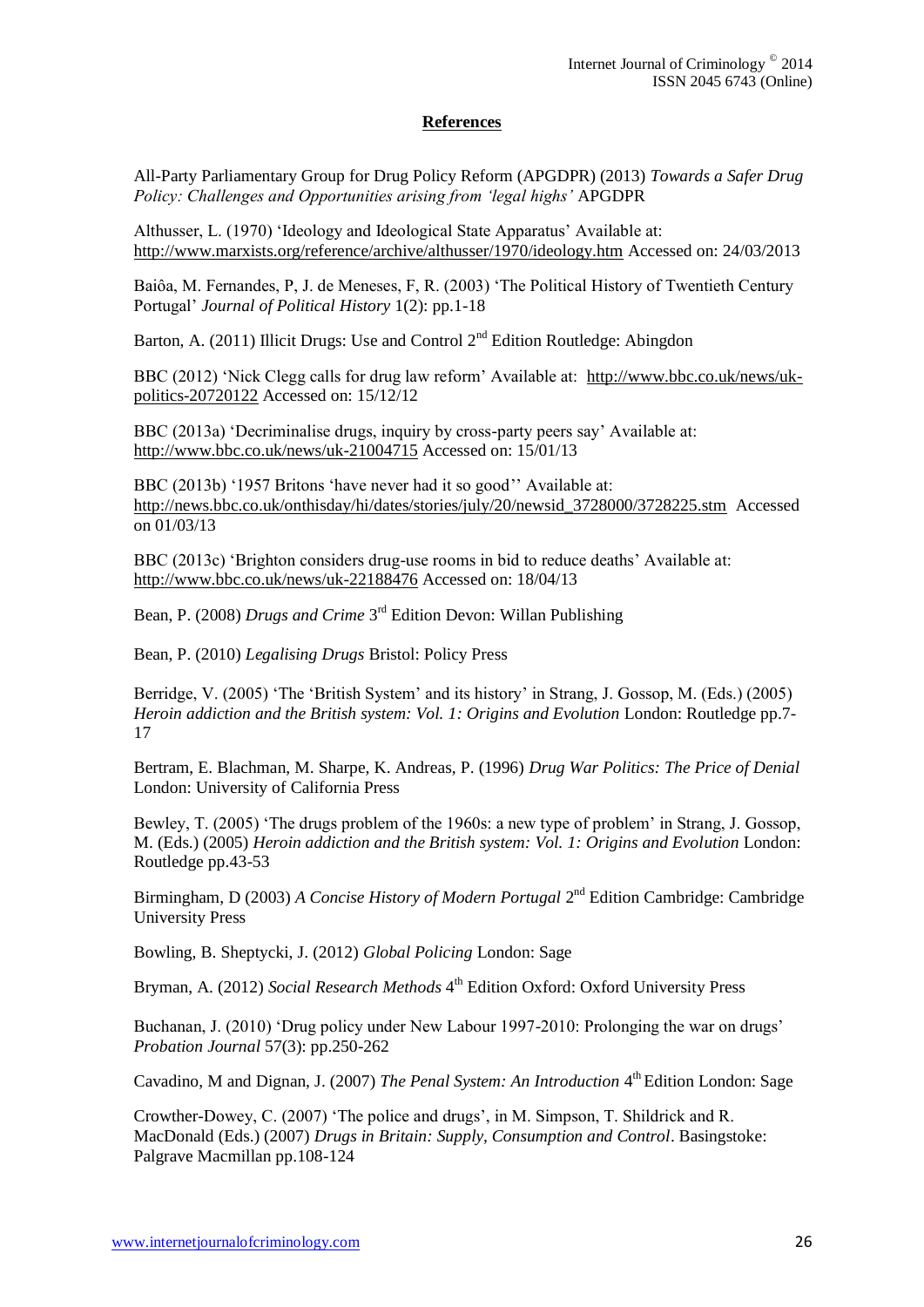## References

All-Party Parliamentary Group for Drug Policy Reform (APGDPR) (2013) *Towards a Safer Drug Policy: Challenges and Opportunities arising from 'legal highs'* APGDPR

Althusser, L. (1970) 'Ideology and Ideological State Apparatus' Available at: http://www.marxists.org/reference/archive/althusser/1970/ideology.htm Accessed on: 24/03/2013

Baiôa, M. Fernandes, P, J. de Meneses, F, R. (2003) 'The Political History of Twentieth Century Portugal' *Journal of Political History* 1(2): pp.1-18

Barton, A. (2011) Illicit Drugs: Use and Control 2nd Edition Routledge: Abingdon

BBC (2012) 'Nick Clegg calls for drug law reform' Available at: http://www.bbc.co.uk/news/uk-politics-20720122 Accessed on: 15/12/12

BBC (2013a) 'Decriminalise drugs, inquiry by cross-party peers say' Available at: http://www.bbc.co.uk/news/uk-21004715 Accessed on: 15/01/13

BBC (2013b) '1957 Britons 'have never had it so good'' Available at: http://news.bbc.co.uk/onthisday/hi/dates/stories/july/20/newsid_3728000/3728225.stm Accessed on 01/03/13

BBC (2013c) 'Brighton considers drug-use rooms in bid to reduce deaths' Available at: http://www.bbc.co.uk/news/uk-22188476 Accessed on: 18/04/13

Bean, P. (2008) *Drugs and Crime* 3rd Edition Devon: Willan Publishing

Bean, P. (2010) *Legalising Drugs* Bristol: Policy Press

Berridge, V. (2005) 'The 'British System' and its history' in Strang, J. Gossop, M. (Eds.) (2005) *Heroin addiction and the British system: Vol. 1: Origins and Evolution* London: Routledge pp.7-17

Bertram, E. Blachman, M. Sharpe, K. Andreas, P. (1996) *Drug War Politics: The Price of Denial* London: University of California Press

Bewley, T. (2005) 'The drugs problem of the 1960s: a new type of problem' in Strang, J. Gossop, M. (Eds.) (2005) *Heroin addiction and the British system: Vol. 1: Origins and Evolution* London: Routledge pp.43-53

Birmingham, D (2003) *A Concise History of Modern Portugal* 2nd Edition Cambridge: Cambridge University Press

Bowling, B. Sheptycki, J. (2012) *Global Policing* London: Sage

Bryman, A. (2012) *Social Research Methods* 4th Edition Oxford: Oxford University Press

Buchanan, J. (2010) 'Drug policy under New Labour 1997-2010: Prolonging the war on drugs' *Probation Journal* 57(3): pp.250-262

Cavadino, M and Dignan, J. (2007) *The Penal System: An Introduction* 4th Edition London: Sage

Crowther-Dowey, C. (2007) 'The police and drugs', in M. Simpson, T. Shildrick and R. MacDonald (Eds.) (2007) *Drugs in Britain: Supply, Consumption and Control*. Basingstoke: Palgrave Macmillan pp.108-124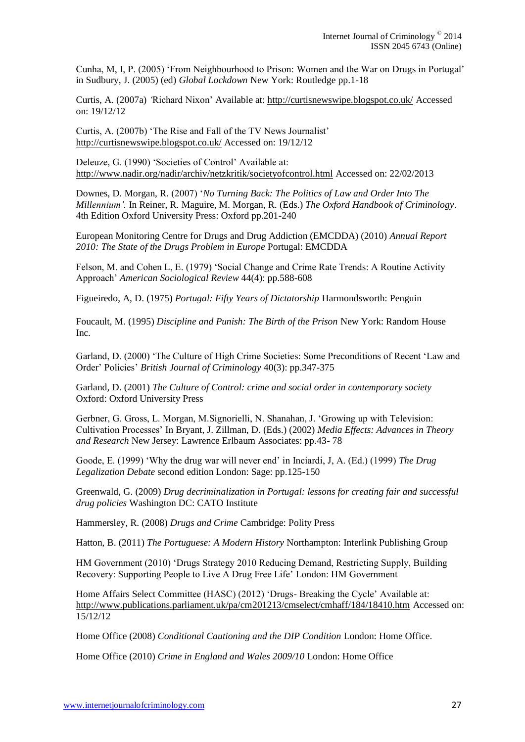Cunha, M, I, P. (2005) 'From Neighbourhood to Prison: Women and the War on Drugs in Portugal' in Sudbury, J. (2005) (ed) *Global Lockdown* New York: Routledge pp.1-18

Curtis, A. (2007a) 'Richard Nixon' Available at: http://curtisnewswipe.blogspot.co.uk/ Accessed on: 19/12/12

Curtis, A. (2007b) 'The Rise and Fall of the TV News Journalist' http://curtisnewswipe.blogspot.co.uk/ Accessed on: 19/12/12

Deleuze, G. (1990) 'Societies of Control' Available at: http://www.nadir.org/nadir/archiv/netzkritik/societyofcontrol.html Accessed on: 22/02/2013

Downes, D. Morgan, R. (2007) '*No Turning Back: The Politics of Law and Order Into The Millennium'.* In Reiner, R. Maguire, M. Morgan, R. (Eds.) *The Oxford Handbook of Criminology*. 4th Edition Oxford University Press: Oxford pp.201-240

European Monitoring Centre for Drugs and Drug Addiction (EMCDDA) (2010) *Annual Report 2010: The State of the Drugs Problem in Europe* Portugal: EMCDDA

Felson, M. and Cohen L, E. (1979) 'Social Change and Crime Rate Trends: A Routine Activity Approach' *American Sociological Review* 44(4): pp.588-608

Figueiredo, A, D. (1975) *Portugal: Fifty Years of Dictatorship* Harmondsworth: Penguin

Foucault, M. (1995) *Discipline and Punish: The Birth of the Prison* New York: Random House Inc.

Garland, D. (2000) 'The Culture of High Crime Societies: Some Preconditions of Recent 'Law and Order' Policies' *British Journal of Criminology* 40(3): pp.347-375

Garland, D. (2001) *The Culture of Control: crime and social order in contemporary society* Oxford: Oxford University Press

Gerbner, G. Gross, L. Morgan, M.Signorielli, N. Shanahan, J. 'Growing up with Television: Cultivation Processes' In Bryant, J. Zillman, D. (Eds.) (2002) *Media Effects: Advances in Theory and Research* New Jersey: Lawrence Erlbaum Associates: pp.43- 78

Goode, E. (1999) 'Why the drug war will never end' in Inciardi, J, A. (Ed.) (1999) *The Drug Legalization Debate* second edition London: Sage: pp.125-150

Greenwald, G. (2009) *Drug decriminalization in Portugal: lessons for creating fair and successful drug policies* Washington DC: CATO Institute

Hammersley, R. (2008) *Drugs and Crime* Cambridge: Polity Press

Hatton, B. (2011) *The Portuguese: A Modern History* Northampton: Interlink Publishing Group

HM Government (2010) 'Drugs Strategy 2010 Reducing Demand, Restricting Supply, Building Recovery: Supporting People to Live A Drug Free Life' London: HM Government

Home Affairs Select Committee (HASC) (2012) 'Drugs- Breaking the Cycle' Available at: http://www.publications.parliament.uk/pa/cm201213/cmselect/cmhaff/184/18410.htm Accessed on: 15/12/12

Home Office (2008) *Conditional Cautioning and the DIP Condition* London: Home Office.

Home Office (2010) *Crime in England and Wales 2009/10* London: Home Office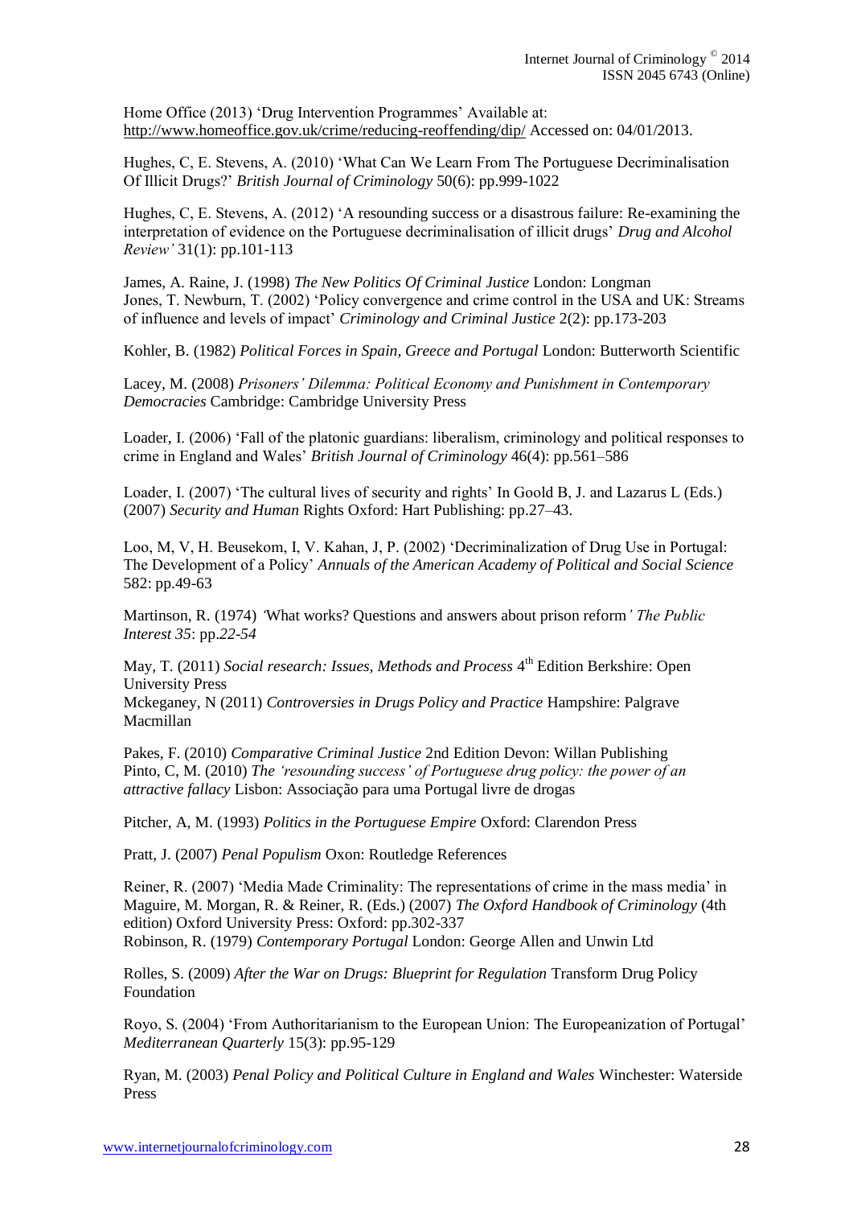Home Office (2013) 'Drug Intervention Programmes' Available at: http://www.homeoffice.gov.uk/crime/reducing-reoffending/dip/ Accessed on: 04/01/2013.

Hughes, C, E. Stevens, A. (2010) 'What Can We Learn From The Portuguese Decriminalisation Of Illicit Drugs?' *British Journal of Criminology* 50(6): pp.999-1022

Hughes, C, E. Stevens, A. (2012) 'A resounding success or a disastrous failure: Re-examining the interpretation of evidence on the Portuguese decriminalisation of illicit drugs' *Drug and Alcohol Review'* 31(1): pp.101-113

James, A. Raine, J. (1998) *The New Politics Of Criminal Justice* London: Longman
Jones, T. Newburn, T. (2002) 'Policy convergence and crime control in the USA and UK: Streams of influence and levels of impact' *Criminology and Criminal Justice* 2(2): pp.173-203

Kohler, B. (1982) *Political Forces in Spain, Greece and Portugal* London: Butterworth Scientific

Lacey, M. (2008) *Prisoners' Dilemma: Political Economy and Punishment in Contemporary Democracies* Cambridge: Cambridge University Press

Loader, I. (2006) 'Fall of the platonic guardians: liberalism, criminology and political responses to crime in England and Wales' *British Journal of Criminology* 46(4): pp.561–586

Loader, I. (2007) 'The cultural lives of security and rights' In Goold B, J. and Lazarus L (Eds.) (2007) *Security and Human* Rights Oxford: Hart Publishing: pp.27–43.

Loo, M, V, H. Beusekom, I, V. Kahan, J, P. (2002) 'Decriminalization of Drug Use in Portugal: The Development of a Policy' *Annuals of the American Academy of Political and Social Science* 582: pp.49-63

Martinson, R. (1974) *'*What works? Questions and answers about prison reform*' The Public Interest 35*: pp.*22-54*

May, T. (2011) *Social research: Issues, Methods and Process* 4th Edition Berkshire: Open University Press
Mckeganey, N (2011) *Controversies in Drugs Policy and Practice* Hampshire: Palgrave Macmillan

Pakes, F. (2010) *Comparative Criminal Justice* 2nd Edition Devon: Willan Publishing
Pinto, C, M. (2010) *The 'resounding success' of Portuguese drug policy: the power of an attractive fallacy* Lisbon: Associação para uma Portugal livre de drogas

Pitcher, A, M. (1993) *Politics in the Portuguese Empire* Oxford: Clarendon Press

Pratt, J. (2007) *Penal Populism* Oxon: Routledge References

Reiner, R. (2007) 'Media Made Criminality: The representations of crime in the mass media' in Maguire, M. Morgan, R. & Reiner, R. (Eds.) (2007) *The Oxford Handbook of Criminology* (4th edition) Oxford University Press: Oxford: pp.302-337
Robinson, R. (1979) *Contemporary Portugal* London: George Allen and Unwin Ltd

Rolles, S. (2009) *After the War on Drugs: Blueprint for Regulation* Transform Drug Policy Foundation

Royo, S. (2004) 'From Authoritarianism to the European Union: The Europeanization of Portugal' *Mediterranean Quarterly* 15(3): pp.95-129

Ryan, M. (2003) *Penal Policy and Political Culture in England and Wales* Winchester: Waterside Press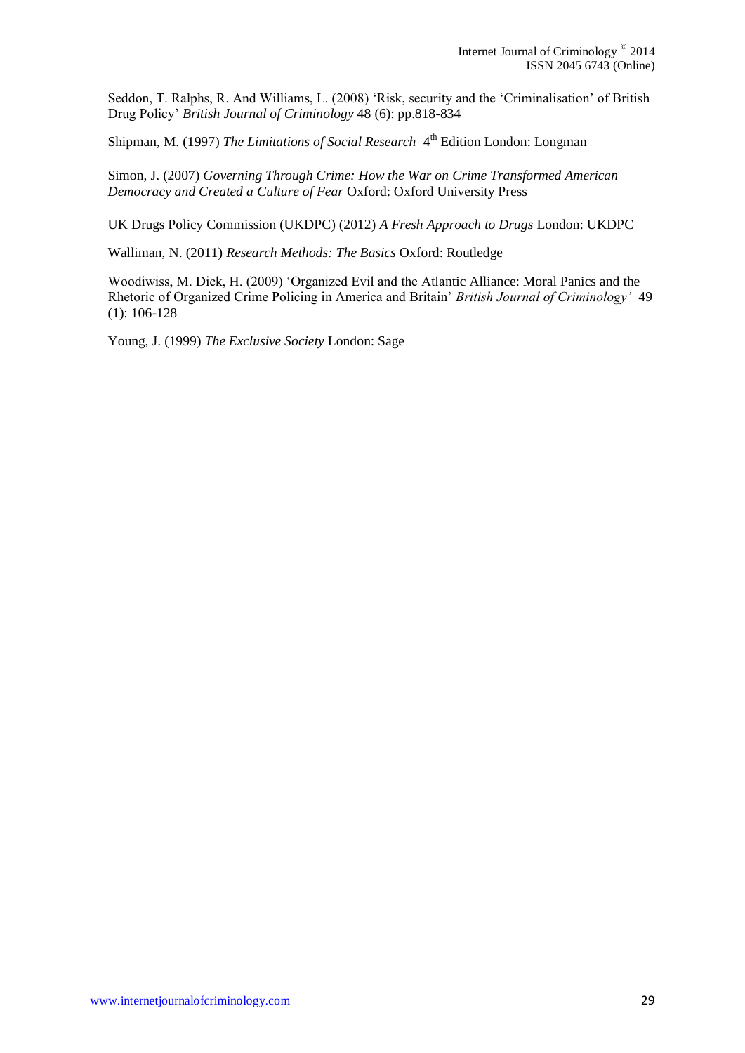Seddon, T. Ralphs, R. And Williams, L. (2008) 'Risk, security and the 'Criminalisation' of British Drug Policy' *British Journal of Criminology* 48 (6): pp.818-834

Shipman, M. (1997) *The Limitations of Social Research* 4th Edition London: Longman

Simon, J. (2007) *Governing Through Crime: How the War on Crime Transformed American Democracy and Created a Culture of Fear* Oxford: Oxford University Press

UK Drugs Policy Commission (UKDPC) (2012) *A Fresh Approach to Drugs* London: UKDPC

Walliman, N. (2011) *Research Methods: The Basics* Oxford: Routledge

Woodiwiss, M. Dick, H. (2009) 'Organized Evil and the Atlantic Alliance: Moral Panics and the Rhetoric of Organized Crime Policing in America and Britain' *British Journal of Criminology'* 49 (1): 106-128

Young, J. (1999) *The Exclusive Society* London: Sage